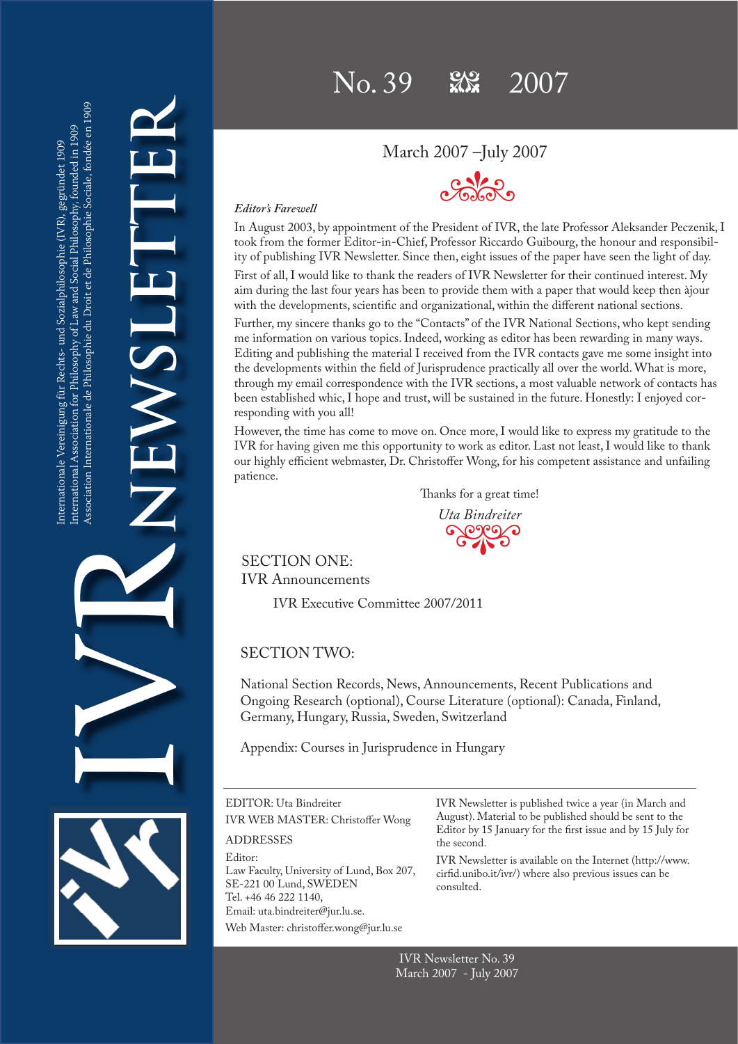# IVR NEWSLETTER

Internationale Vereinigung für Rechts- und Sozialphilosophie (IVR), gegründet 1909
International Association for Philosophy of Law and Social Philosophy, founded in 1909
Association Internationale de Philosophie du Droit et de Philosophie Sociale, fondée en 1909

## No. 39 2007

### March 2007 –July 2007

*Editor's Farewell*

In August 2003, by appointment of the President of IVR, the late Professor Aleksander Peczenik, I took from the former Editor-in-Chief, Professor Riccardo Guibourg, the honour and responsibility of publishing IVR Newsletter. Since then, eight issues of the paper have seen the light of day.

First of all, I would like to thank the readers of IVR Newsletter for their continued interest. My aim during the last four years has been to provide them with a paper that would keep then àjour with the developments, scientific and organizational, within the different national sections.

Further, my sincere thanks go to the "Contacts" of the IVR National Sections, who kept sending me information on various topics. Indeed, working as editor has been rewarding in many ways. Editing and publishing the material I received from the IVR contacts gave me some insight into the developments within the field of Jurisprudence practically all over the world. What is more, through my email correspondence with the IVR sections, a most valuable network of contacts has been established whic, I hope and trust, will be sustained in the future. Honestly: I enjoyed corresponding with you all!

However, the time has come to move on. Once more, I would like to express my gratitude to the IVR for having given me this opportunity to work as editor. Last not least, I would like to thank our highly efficient webmaster, Dr. Christoffer Wong, for his competent assistance and unfailing patience.

Thanks for a great time!

*Uta Bindreiter*

SECTION ONE:
IVR Announcements

IVR Executive Committee 2007/2011

SECTION TWO:

National Section Records, News, Announcements, Recent Publications and Ongoing Research (optional), Course Literature (optional): Canada, Finland, Germany, Hungary, Russia, Sweden, Switzerland

Appendix: Courses in Jurisprudence in Hungary

EDITOR: Uta Bindreiter
IVR WEB MASTER: Christoffer Wong

ADDRESSES

Editor:
Law Faculty, University of Lund, Box 207,
SE-221 00 Lund, SWEDEN
Tel. +46 46 222 1140,
Email: uta.bindreiter@jur.lu.se.

Web Master: christoffer.wong@jur.lu.se

IVR Newsletter is published twice a year (in March and August). Material to be published should be sent to the Editor by 15 January for the first issue and by 15 July for the second.

IVR Newsletter is available on the Internet (http://www.cirfid.unibo.it/ivr/) where also previous issues can be consulted.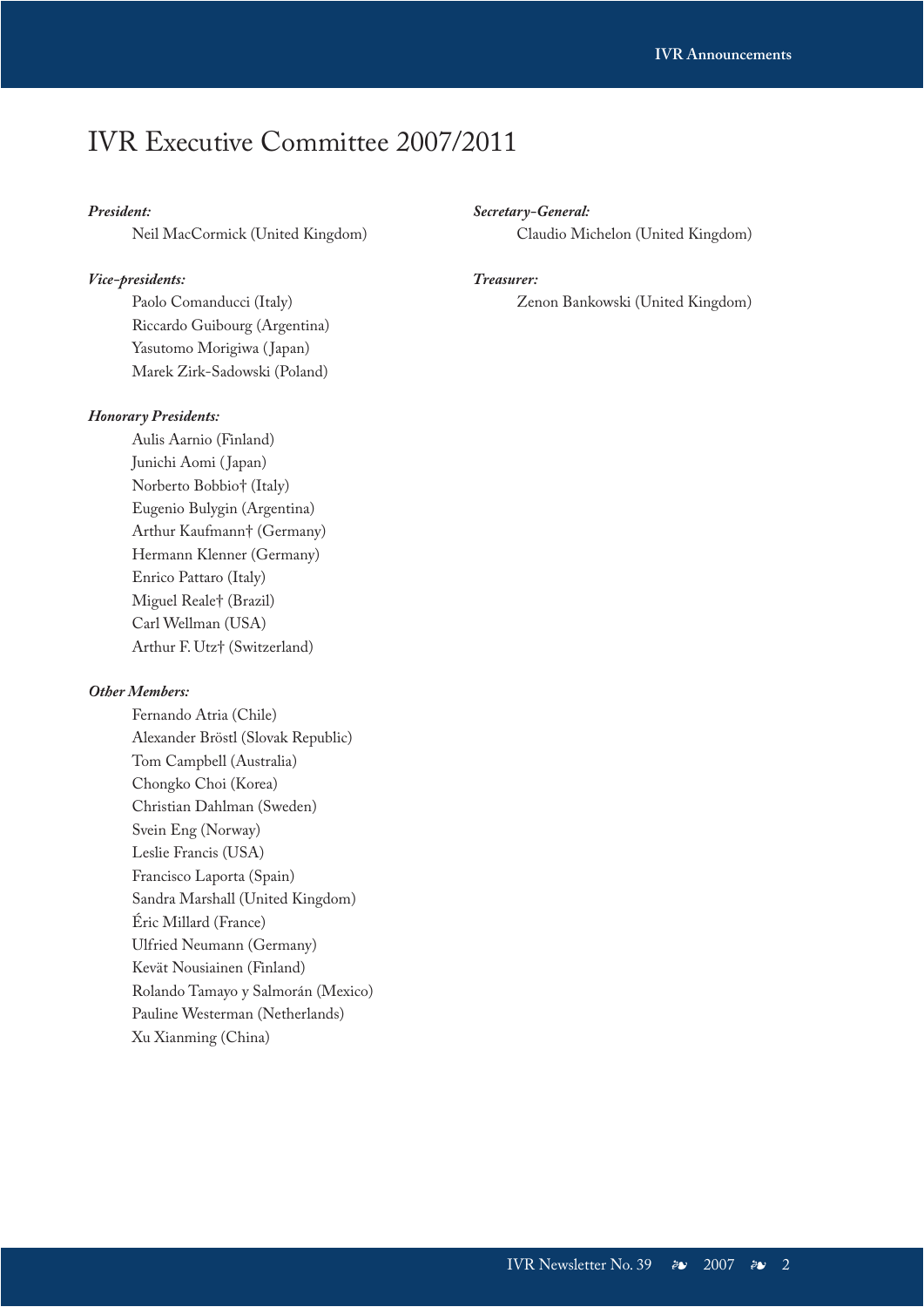# IVR Executive Committee 2007/2011

***President:***

Neil MacCormick (United Kingdom)

***Vice-presidents:***

Paolo Comanducci (Italy)
Riccardo Guibourg (Argentina)
Yasutomo Morigiwa (Japan)
Marek Zirk-Sadowski (Poland)

***Honorary Presidents:***

Aulis Aarnio (Finland)
Junichi Aomi (Japan)
Norberto Bobbio† (Italy)
Eugenio Bulygin (Argentina)
Arthur Kaufmann† (Germany)
Hermann Klenner (Germany)
Enrico Pattaro (Italy)
Miguel Reale† (Brazil)
Carl Wellman (USA)
Arthur F. Utz† (Switzerland)

***Other Members:***

Fernando Atria (Chile)
Alexander Bröstl (Slovak Republic)
Tom Campbell (Australia)
Chongko Choi (Korea)
Christian Dahlman (Sweden)
Svein Eng (Norway)
Leslie Francis (USA)
Francisco Laporta (Spain)
Sandra Marshall (United Kingdom)
Éric Millard (France)
Ulfried Neumann (Germany)
Kevät Nousiainen (Finland)
Rolando Tamayo y Salmorán (Mexico)
Pauline Westerman (Netherlands)
Xu Xianming (China)

***Secretary-General:***

Claudio Michelon (United Kingdom)

***Treasurer:***

Zenon Bankowski (United Kingdom)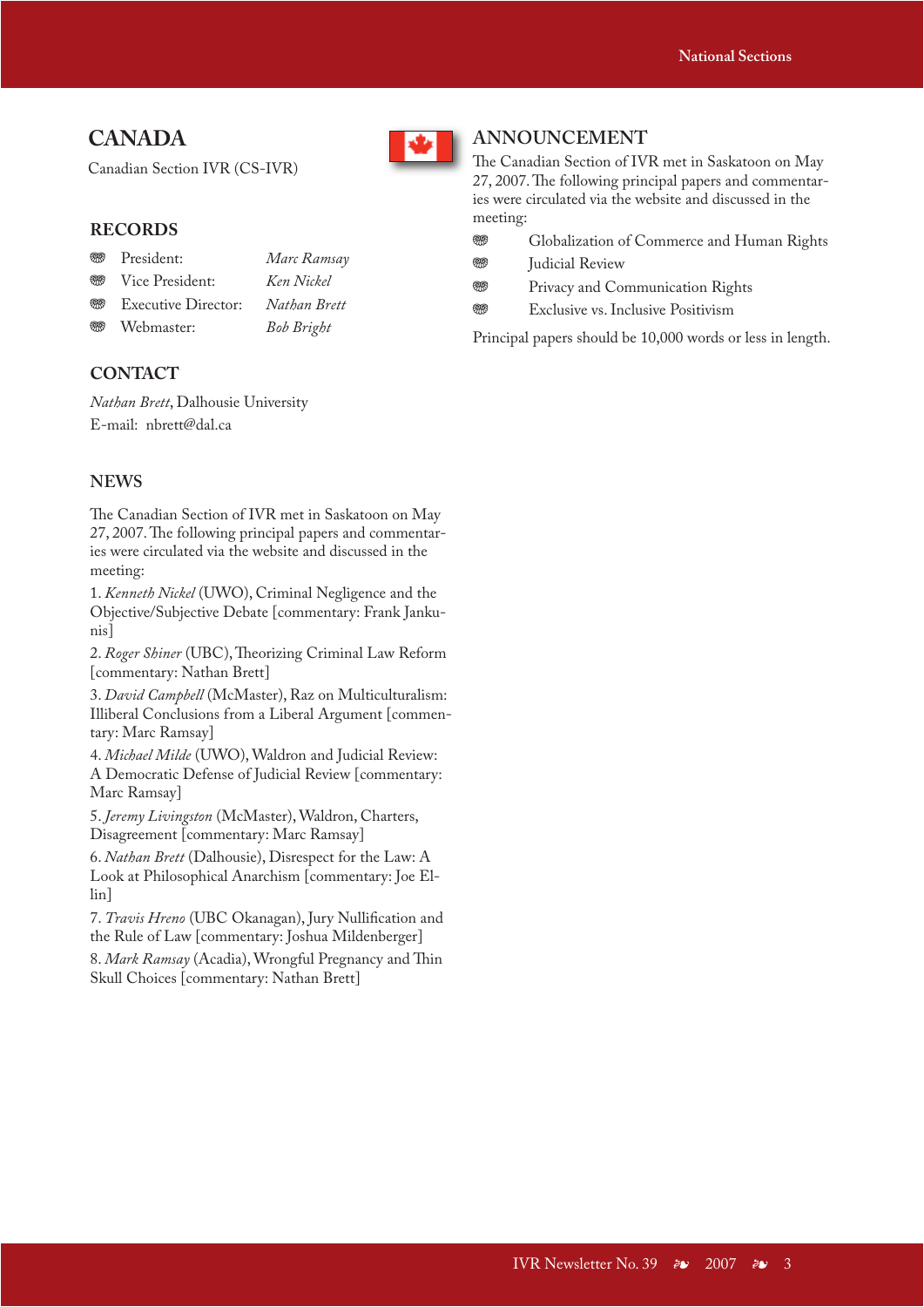# CANADA

Canadian Section IVR (CS-IVR)

## RECORDS

- President: *Marc Ramsay*
- Vice President: *Ken Nickel*
- Executive Director: *Nathan Brett*
- Webmaster: *Bob Bright*

## CONTACT

*Nathan Brett*, Dalhousie University
E-mail: nbrett@dal.ca

## NEWS

The Canadian Section of IVR met in Saskatoon on May 27, 2007. The following principal papers and commentaries were circulated via the website and discussed in the meeting:

1. *Kenneth Nickel* (UWO), Criminal Negligence and the Objective/Subjective Debate [commentary: Frank Jankunis]

2. *Roger Shiner* (UBC), Theorizing Criminal Law Reform [commentary: Nathan Brett]

3. *David Campbell* (McMaster), Raz on Multiculturalism: Illiberal Conclusions from a Liberal Argument [commentary: Marc Ramsay]

4. *Michael Milde* (UWO), Waldron and Judicial Review: A Democratic Defense of Judicial Review [commentary: Marc Ramsay]

5. *Jeremy Livingston* (McMaster), Waldron, Charters, Disagreement [commentary: Marc Ramsay]

6. *Nathan Brett* (Dalhousie), Disrespect for the Law: A Look at Philosophical Anarchism [commentary: Joe Ellin]

7. *Travis Hreno* (UBC Okanagan), Jury Nullification and the Rule of Law [commentary: Joshua Mildenberger]

8. *Mark Ramsay* (Acadia), Wrongful Pregnancy and Thin Skull Choices [commentary: Nathan Brett]

## ANNOUNCEMENT

The Canadian Section of IVR met in Saskatoon on May 27, 2007. The following principal papers and commentaries were circulated via the website and discussed in the meeting:

- Globalization of Commerce and Human Rights
- Judicial Review
- Privacy and Communication Rights
- Exclusive vs. Inclusive Positivism

Principal papers should be 10,000 words or less in length.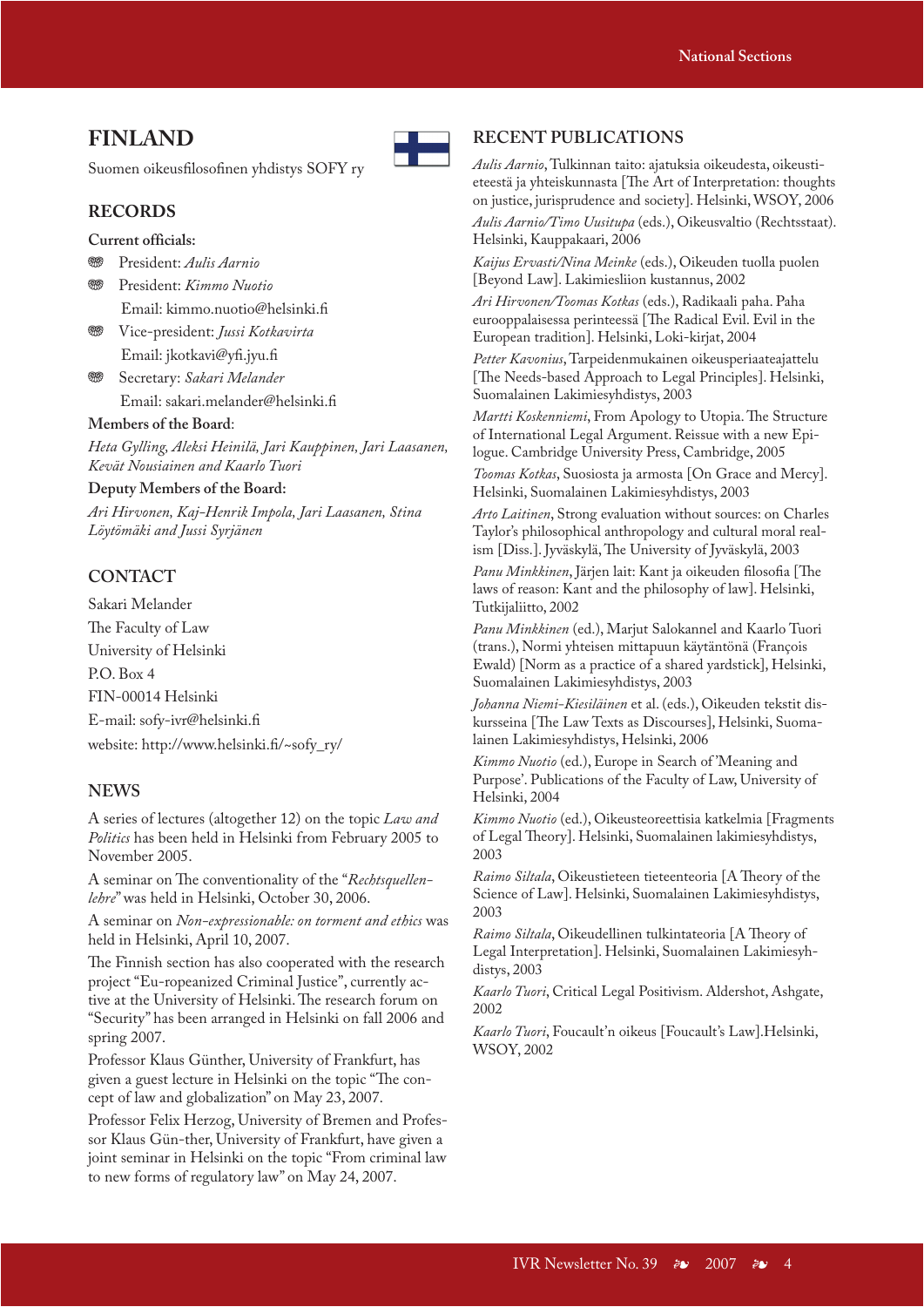## FINLAND

Suomen oikeusfilosofinen yhdistys SOFY ry

### RECORDS

**Current officials:**

- President: *Aulis Aarnio*
- President: *Kimmo Nuotio*
  Email: kimmo.nuotio@helsinki.fi
- Vice-president: *Jussi Kotkavirta*
  Email: jkotkavi@yfi.jyu.fi
- Secretary: *Sakari Melander*
  Email: sakari.melander@helsinki.fi

**Members of the Board**:

*Heta Gylling, Aleksi Heinilä, Jari Kauppinen, Jari Laasanen, Kevät Nousiainen and Kaarlo Tuori*

**Deputy Members of the Board:**

*Ari Hirvonen, Kaj-Henrik Impola, Jari Laasanen, Stina Löytömäki and Jussi Syrjänen*

### CONTACT

Sakari Melander
The Faculty of Law
University of Helsinki
P.O. Box 4
FIN-00014 Helsinki
E-mail: sofy-ivr@helsinki.fi
website: http://www.helsinki.fi/~sofy_ry/

### NEWS

A series of lectures (altogether 12) on the topic *Law and Politics* has been held in Helsinki from February 2005 to November 2005.

A seminar on The conventionality of the "*Rechtsquellenlehre*" was held in Helsinki, October 30, 2006.

A seminar on *Non-expressionable: on torment and ethics* was held in Helsinki, April 10, 2007.

The Finnish section has also cooperated with the research project "Eu-ropeanized Criminal Justice", currently active at the University of Helsinki. The research forum on "Security" has been arranged in Helsinki on fall 2006 and spring 2007.

Professor Klaus Günther, University of Frankfurt, has given a guest lecture in Helsinki on the topic "The concept of law and globalization" on May 23, 2007.

Professor Felix Herzog, University of Bremen and Professor Klaus Gün-ther, University of Frankfurt, have given a joint seminar in Helsinki on the topic "From criminal law to new forms of regulatory law" on May 24, 2007.

### RECENT PUBLICATIONS

*Aulis Aarnio*, Tulkinnan taito: ajatuksia oikeudesta, oikeustieteestä ja yhteiskunnasta [The Art of Interpretation: thoughts on justice, jurisprudence and society]. Helsinki, WSOY, 2006

*Aulis Aarnio/Timo Uusitupa* (eds.), Oikeusvaltio (Rechtsstaat). Helsinki, Kauppakaari, 2006

*Kaijus Ervasti/Nina Meinke* (eds.), Oikeuden tuolla puolen [Beyond Law]. Lakimiesliion kustannus, 2002

*Ari Hirvonen/Toomas Kotkas* (eds.), Radikaali paha. Paha eurooppalaisessa perinteessä [The Radical Evil. Evil in the European tradition]. Helsinki, Loki-kirjat, 2004

*Petter Kavonius*, Tarpeidenmukainen oikeusperiaateajattelu [The Needs-based Approach to Legal Principles]. Helsinki, Suomalainen Lakimiesyhdistys, 2003

*Martti Koskenniemi*, From Apology to Utopia. The Structure of International Legal Argument. Reissue with a new Epilogue. Cambridge University Press, Cambridge, 2005

*Toomas Kotkas*, Suosiosta ja armosta [On Grace and Mercy]. Helsinki, Suomalainen Lakimiesyhdistys, 2003

*Arto Laitinen*, Strong evaluation without sources: on Charles Taylor's philosophical anthropology and cultural moral realism [Diss.]. Jyväskylä, The University of Jyväskylä, 2003

*Panu Minkkinen*, Järjen lait: Kant ja oikeuden filosofia [The laws of reason: Kant and the philosophy of law]. Helsinki, Tutkijaliitto, 2002

*Panu Minkkinen* (ed.), Marjut Salokannel and Kaarlo Tuori (trans.), Normi yhteisen mittapuun käytäntönä (François Ewald) [Norm as a practice of a shared yardstick], Helsinki, Suomalainen Lakimiesyhdistys, 2003

*Johanna Niemi-Kiesiläinen* et al. (eds.), Oikeuden tekstit diskursseina [The Law Texts as Discourses], Helsinki, Suomalainen Lakimiesyhdistys, Helsinki, 2006

*Kimmo Nuotio* (ed.), Europe in Search of 'Meaning and Purpose'. Publications of the Faculty of Law, University of Helsinki, 2004

*Kimmo Nuotio* (ed.), Oikeusteoreettisia katkelmia [Fragments of Legal Theory]. Helsinki, Suomalainen lakimiesyhdistys, 2003

*Raimo Siltala*, Oikeustieteen tieteenteoria [A Theory of the Science of Law]. Helsinki, Suomalainen Lakimiesyhdistys, 2003

*Raimo Siltala*, Oikeudellinen tulkintateoria [A Theory of Legal Interpretation]. Helsinki, Suomalainen Lakimiesyhdistys, 2003

*Kaarlo Tuori*, Critical Legal Positivism. Aldershot, Ashgate, 2002

*Kaarlo Tuori*, Foucault'n oikeus [Foucault's Law].Helsinki, WSOY, 2002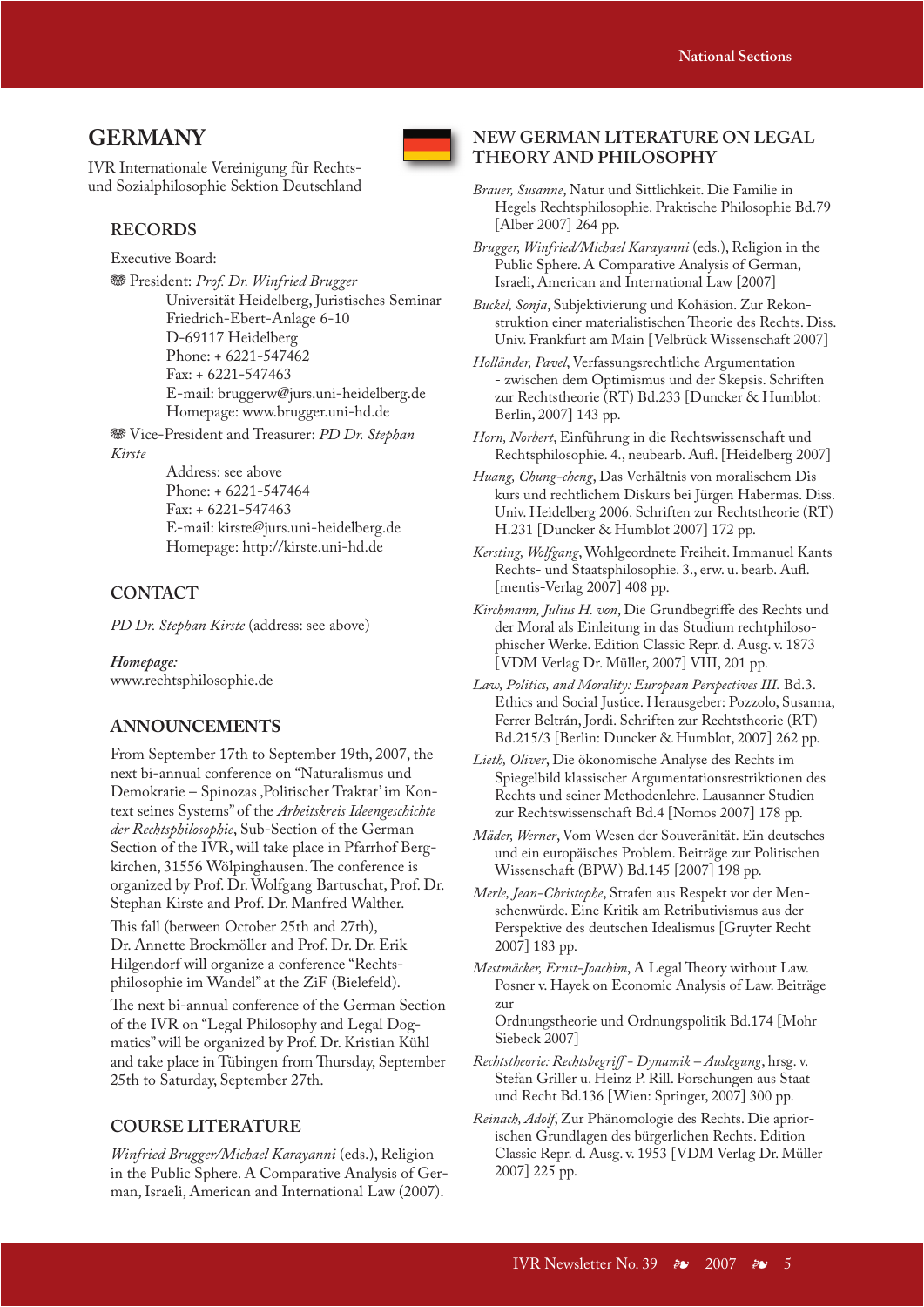# GERMANY

IVR Internationale Vereinigung für Rechts- und Sozialphilosophie Sektion Deutschland

## RECORDS

Executive Board:

President: *Prof. Dr. Winfried Brugger*
Universität Heidelberg, Juristisches Seminar
Friedrich-Ebert-Anlage 6-10
D-69117 Heidelberg
Phone: + 6221-547462
Fax: + 6221-547463
E-mail: bruggerw@jurs.uni-heidelberg.de
Homepage: www.brugger.uni-hd.de

Vice-President and Treasurer: *PD Dr. Stephan Kirste*
Address: see above
Phone: + 6221-547464
Fax: + 6221-547463
E-mail: kirste@jurs.uni-heidelberg.de
Homepage: http://kirste.uni-hd.de

## CONTACT

*PD Dr. Stephan Kirste* (address: see above)

*Homepage:*
www.rechtsphilosophie.de

## ANNOUNCEMENTS

From September 17th to September 19th, 2007, the next bi-annual conference on "Naturalismus und Demokratie – Spinozas ‚Politischer Traktat' im Kontext seines Systems" of the *Arbeitskreis Ideengeschichte der Rechtsphilosophie*, Sub-Section of the German Section of the IVR, will take place in Pfarrhof Bergkirchen, 31556 Wölpinghausen. The conference is organized by Prof. Dr. Wolfgang Bartuschat, Prof. Dr. Stephan Kirste and Prof. Dr. Manfred Walther.

This fall (between October 25th and 27th), Dr. Annette Brockmöller and Prof. Dr. Dr. Erik Hilgendorf will organize a conference "Rechtsphilosophie im Wandel" at the ZiF (Bielefeld).

The next bi-annual conference of the German Section of the IVR on "Legal Philosophy and Legal Dogmatics" will be organized by Prof. Dr. Kristian Kühl and take place in Tübingen from Thursday, September 25th to Saturday, September 27th.

## COURSE LITERATURE

*Winfried Brugger/Michael Karayanni* (eds.), Religion in the Public Sphere. A Comparative Analysis of German, Israeli, American and International Law (2007).

## NEW GERMAN LITERATURE ON LEGAL THEORY AND PHILOSOPHY

*Brauer, Susanne*, Natur und Sittlichkeit. Die Familie in Hegels Rechtsphilosophie. Praktische Philosophie Bd.79 [Alber 2007] 264 pp.

*Brugger, Winfried/Michael Karayanni* (eds.), Religion in the Public Sphere. A Comparative Analysis of German, Israeli, American and International Law [2007]

*Buckel, Sonja*, Subjektivierung und Kohäsion. Zur Rekonstruktion einer materialistischen Theorie des Rechts. Diss. Univ. Frankfurt am Main [Velbrück Wissenschaft 2007]

*Holländer, Pavel*, Verfassungsrechtliche Argumentation - zwischen dem Optimismus und der Skepsis. Schriften zur Rechtstheorie (RT) Bd.233 [Duncker & Humblot: Berlin, 2007] 143 pp.

*Horn, Norbert*, Einführung in die Rechtswissenschaft und Rechtsphilosophie. 4., neubearb. Aufl. [Heidelberg 2007]

*Huang, Chung-cheng*, Das Verhältnis von moralischem Diskurs und rechtlichem Diskurs bei Jürgen Habermas. Diss. Univ. Heidelberg 2006. Schriften zur Rechtstheorie (RT) H.231 [Duncker & Humblot 2007] 172 pp.

*Kersting, Wolfgang*, Wohlgeordnete Freiheit. Immanuel Kants Rechts- und Staatsphilosophie. 3., erw. u. bearb. Aufl. [mentis-Verlag 2007] 408 pp.

*Kirchmann, Julius H. von*, Die Grundbegriffe des Rechts und der Moral als Einleitung in das Studium rechtphilosophischer Werke. Edition Classic Repr. d. Ausg. v. 1873 [VDM Verlag Dr. Müller, 2007] VIII, 201 pp.

*Law, Politics, and Morality: European Perspectives III.* Bd.3. Ethics and Social Justice. Herausgeber: Pozzolo, Susanna, Ferrer Beltrán, Jordi. Schriften zur Rechtstheorie (RT) Bd.215/3 [Berlin: Duncker & Humblot, 2007] 262 pp.

*Lieth, Oliver*, Die ökonomische Analyse des Rechts im Spiegelbild klassischer Argumentationsrestriktionen des Rechts und seiner Methodenlehre. Lausanner Studien zur Rechtswissenschaft Bd.4 [Nomos 2007] 178 pp.

*Mäder, Werner*, Vom Wesen der Souveränität. Ein deutsches und ein europäisches Problem. Beiträge zur Politischen Wissenschaft (BPW) Bd.145 [2007] 198 pp.

*Merle, Jean-Christophe*, Strafen aus Respekt vor der Menschenwürde. Eine Kritik am Retributivismus aus der Perspektive des deutschen Idealismus [Gruyter Recht 2007] 183 pp.

*Mestmäcker, Ernst-Joachim*, A Legal Theory without Law. Posner v. Hayek on Economic Analysis of Law. Beiträge zur Ordnungstheorie und Ordnungspolitik Bd.174 [Mohr Siebeck 2007]

*Rechtstheorie: Rechtsbegriff - Dynamik – Auslegung*, hrsg. v. Stefan Griller u. Heinz P. Rill. Forschungen aus Staat und Recht Bd.136 [Wien: Springer, 2007] 300 pp.

*Reinach, Adolf*, Zur Phänomologie des Rechts. Die apriorischen Grundlagen des bürgerlichen Rechts. Edition Classic Repr. d. Ausg. v. 1953 [VDM Verlag Dr. Müller 2007] 225 pp.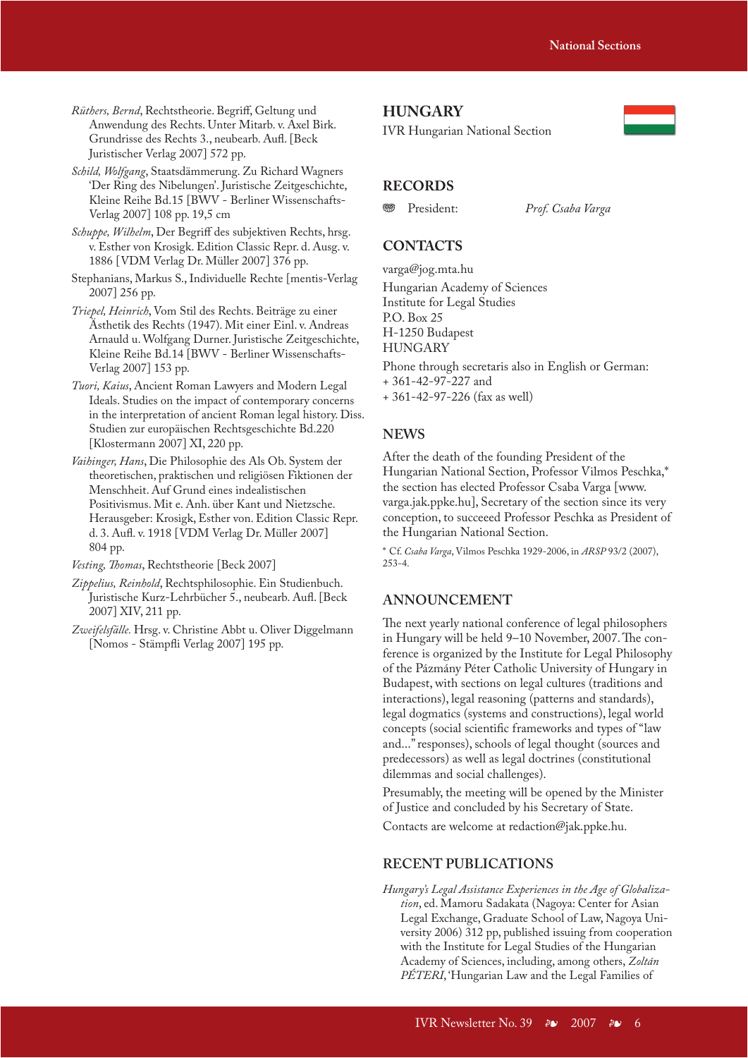*Rüthers, Bernd*, Rechtstheorie. Begriff, Geltung und Anwendung des Rechts. Unter Mitarb. v. Axel Birk. Grundrisse des Rechts 3., neubearb. Aufl. [Beck Juristischer Verlag 2007] 572 pp.

*Schild, Wolfgang*, Staatsdämmerung. Zu Richard Wagners 'Der Ring des Nibelungen'. Juristische Zeitgeschichte, Kleine Reihe Bd.15 [BWV - Berliner Wissenschafts-Verlag 2007] 108 pp. 19,5 cm

*Schuppe, Wilhelm*, Der Begriff des subjektiven Rechts, hrsg. v. Esther von Krosigk. Edition Classic Repr. d. Ausg. v. 1886 [VDM Verlag Dr. Müller 2007] 376 pp.

Stephanians, Markus S., Individuelle Rechte [mentis-Verlag 2007] 256 pp.

*Triepel, Heinrich*, Vom Stil des Rechts. Beiträge zu einer Ästhetik des Rechts (1947). Mit einer Einl. v. Andreas Arnauld u. Wolfgang Durner. Juristische Zeitgeschichte, Kleine Reihe Bd.14 [BWV - Berliner Wissenschafts-Verlag 2007] 153 pp.

*Tuori, Kaius*, Ancient Roman Lawyers and Modern Legal Ideals. Studies on the impact of contemporary concerns in the interpretation of ancient Roman legal history. Diss. Studien zur europäischen Rechtsgeschichte Bd.220 [Klostermann 2007] XI, 220 pp.

*Vaihinger, Hans*, Die Philosophie des Als Ob. System der theoretischen, praktischen und religiösen Fiktionen der Menschheit. Auf Grund eines indealistischen Positivismus. Mit e. Anh. über Kant und Nietzsche. Herausgeber: Krosigk, Esther von. Edition Classic Repr. d. 3. Aufl. v. 1918 [VDM Verlag Dr. Müller 2007] 804 pp.

*Vesting, Thomas*, Rechtstheorie [Beck 2007]

*Zippelius, Reinhold*, Rechtsphilosophie. Ein Studienbuch. Juristische Kurz-Lehrbücher 5., neubearb. Aufl. [Beck 2007] XIV, 211 pp.

*Zweifelsfälle.* Hrsg. v. Christine Abbt u. Oliver Diggelmann [Nomos - Stämpfli Verlag 2007] 195 pp.

## HUNGARY

IVR Hungarian National Section

### RECORDS

President: *Prof. Csaba Varga*

### CONTACTS

varga@jog.mta.hu

Hungarian Academy of Sciences
Institute for Legal Studies
P.O. Box 25
H-1250 Budapest
HUNGARY

Phone through secretaris also in English or German:
+ 361-42-97-227 and
+ 361-42-97-226 (fax as well)

### NEWS

After the death of the founding President of the Hungarian National Section, Professor Vilmos Peschka,* the section has elected Professor Csaba Varga [www.varga.jak.ppke.hu], Secretary of the section since its very conception, to succeeed Professor Peschka as President of the Hungarian National Section.

* Cf. *Csaba Varga*, Vilmos Peschka 1929-2006, in *ARSP* 93/2 (2007), 253-4.

### ANNOUNCEMENT

The next yearly national conference of legal philosophers in Hungary will be held 9–10 November, 2007. The conference is organized by the Institute for Legal Philosophy of the Pázmány Péter Catholic University of Hungary in Budapest, with sections on legal cultures (traditions and interactions), legal reasoning (patterns and standards), legal dogmatics (systems and constructions), legal world concepts (social scientific frameworks and types of "law and..." responses), schools of legal thought (sources and predecessors) as well as legal doctrines (constitutional dilemmas and social challenges).

Presumably, the meeting will be opened by the Minister of Justice and concluded by his Secretary of State.

Contacts are welcome at redaction@jak.ppke.hu.

### RECENT PUBLICATIONS

*Hungary's Legal Assistance Experiences in the Age of Globalization*, ed. Mamoru Sadakata (Nagoya: Center for Asian Legal Exchange, Graduate School of Law, Nagoya University 2006) 312 pp, published issuing from cooperation with the Institute for Legal Studies of the Hungarian Academy of Sciences, including, among others, *Zoltán PÉTERI*, 'Hungarian Law and the Legal Families of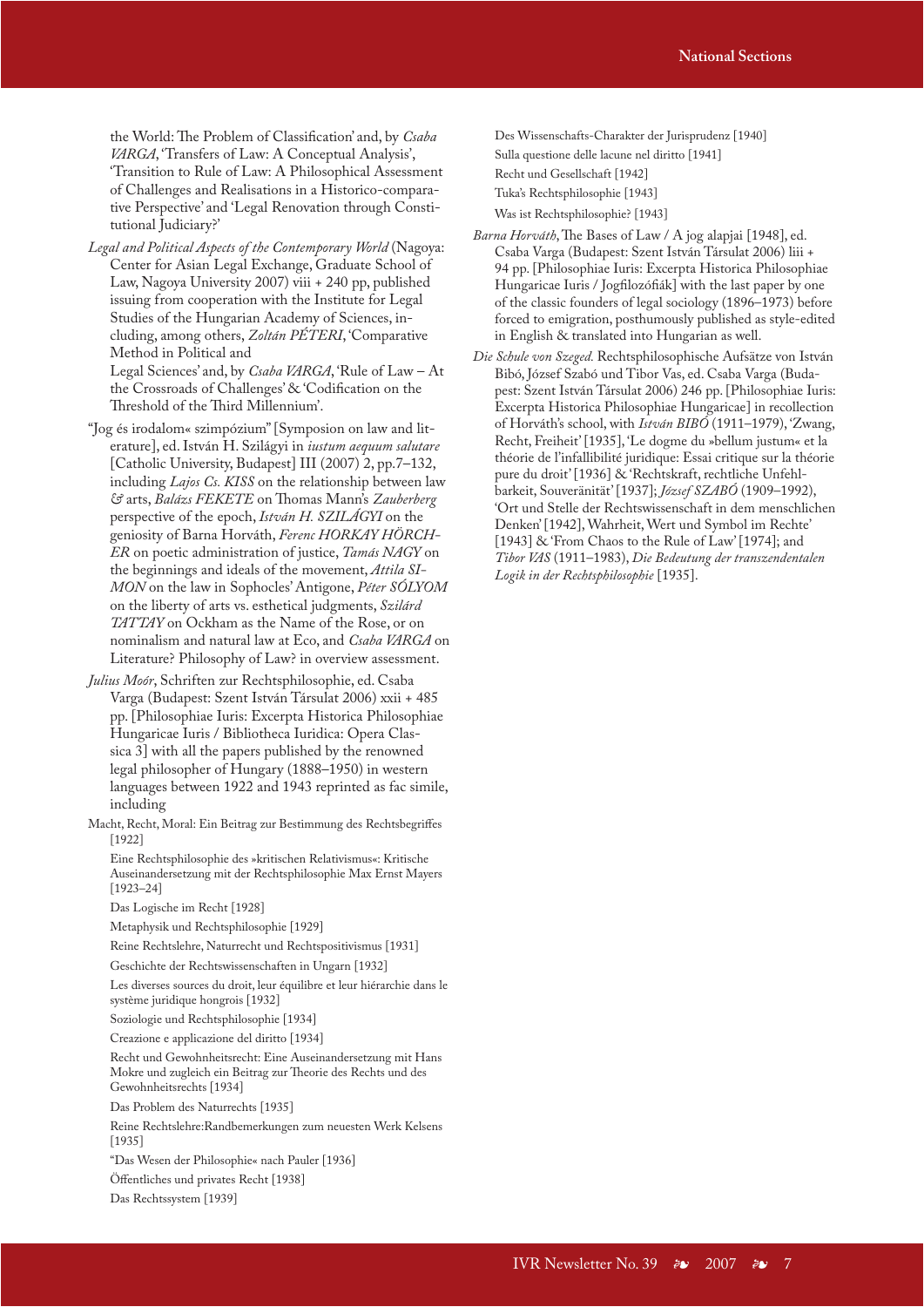the World: The Problem of Classification' and, by *Csaba VARGA*, 'Transfers of Law: A Conceptual Analysis', 'Transition to Rule of Law: A Philosophical Assessment of Challenges and Realisations in a Historico-comparative Perspective' and 'Legal Renovation through Constitutional Judiciary?'

*Legal and Political Aspects of the Contemporary World* (Nagoya: Center for Asian Legal Exchange, Graduate School of Law, Nagoya University 2007) viii + 240 pp, published issuing from cooperation with the Institute for Legal Studies of the Hungarian Academy of Sciences, including, among others, *Zoltán PÉTERI*, 'Comparative Method in Political and Legal Sciences' and, by *Csaba VARGA*, 'Rule of Law – At the Crossroads of Challenges' & 'Codification on the Threshold of the Third Millennium'.

"Jog és irodalom« szimpózium" [Symposion on law and literature], ed. István H. Szilágyi in *iustum aequum salutare* [Catholic University, Budapest] III (2007) 2, pp.7–132, including *Lajos Cs. KISS* on the relationship between law *&* arts, *Balázs FEKETE* on Thomas Mann's *Zauberberg* perspective of the epoch, *István H. SZILÁGYI* on the geniosity of Barna Horváth, *Ferenc HORKAY HÖRCHER* on poetic administration of justice, *Tamás NAGY* on the beginnings and ideals of the movement, *Attila SIMON* on the law in Sophocles' Antigone, *Péter SÓLYOM* on the liberty of arts vs. esthetical judgments, *Szilárd TATTAY* on Ockham as the Name of the Rose, or on nominalism and natural law at Eco, and *Csaba VARGA* on Literature? Philosophy of Law? in overview assessment.

*Julius Moór*, Schriften zur Rechtsphilosophie, ed. Csaba Varga (Budapest: Szent István Társulat 2006) xxii + 485 pp. [Philosophiae Iuris: Excerpta Historica Philosophiae Hungaricae Iuris / Bibliotheca Iuridica: Opera Classica 3] with all the papers published by the renowned legal philosopher of Hungary (1888–1950) in western languages between 1922 and 1943 reprinted as fac simile, including

Macht, Recht, Moral: Ein Beitrag zur Bestimmung des Rechtsbegriffes [1922]

Eine Rechtsphilosophie des »kritischen Relativismus«: Kritische Auseinandersetzung mit der Rechtsphilosophie Max Ernst Mayers [1923–24]

Das Logische im Recht [1928]

Metaphysik und Rechtsphilosophie [1929]

Reine Rechtslehre, Naturrecht und Rechtspositivismus [1931]

Geschichte der Rechtswissenschaften in Ungarn [1932]

Les diverses sources du droit, leur équilibre et leur hiérarchie dans le système juridique hongrois [1932]

Soziologie und Rechtsphilosophie [1934]

Creazione e applicazione del diritto [1934]

Recht und Gewohnheitsrecht: Eine Auseinandersetzung mit Hans Mokre und zugleich ein Beitrag zur Theorie des Rechts und des Gewohnheitsrechts [1934]

Das Problem des Naturrechts [1935]

Reine Rechtslehre:Randbemerkungen zum neuesten Werk Kelsens [1935]

"Das Wesen der Philosophie« nach Pauler [1936]

Öffentliches und privates Recht [1938]

Das Rechtssystem [1939]

Des Wissenschafts-Charakter der Jurisprudenz [1940]

Sulla questione delle lacune nel diritto [1941]

Recht und Gesellschaft [1942]

Tuka's Rechtsphilosophie [1943]

Was ist Rechtsphilosophie? [1943]

*Barna Horváth*, The Bases of Law / A jog alapjai [1948], ed. Csaba Varga (Budapest: Szent István Társulat 2006) liii + 94 pp. [Philosophiae Iuris: Excerpta Historica Philosophiae Hungaricae Iuris / Jogfilozófiák] with the last paper by one of the classic founders of legal sociology (1896–1973) before forced to emigration, posthumously published as style-edited in English & translated into Hungarian as well.

*Die Schule von Szeged.* Rechtsphilosophische Aufsätze von István Bibó, József Szabó und Tibor Vas, ed. Csaba Varga (Budapest: Szent István Társulat 2006) 246 pp. [Philosophiae Iuris: Excerpta Historica Philosophiae Hungaricae] in recollection of Horváth's school, with *István BIBÓ* (1911–1979), 'Zwang, Recht, Freiheit' [1935], 'Le dogme du »bellum justum« et la théorie de l'infaillibilité juridique: Essai critique sur la théorie pure du droit' [1936] & 'Rechtskraft, rechtliche Unfehlbarkeit, Souveränität' [1937]; *József SZABÓ* (1909–1992), 'Ort und Stelle der Rechtswissenschaft in dem menschlichen Denken' [1942], Wahrheit, Wert und Symbol im Rechte' [1943] & 'From Chaos to the Rule of Law' [1974]; and *Tibor VAS* (1911–1983), *Die Bedeutung der transzendentalen Logik in der Rechtsphilosophie* [1935].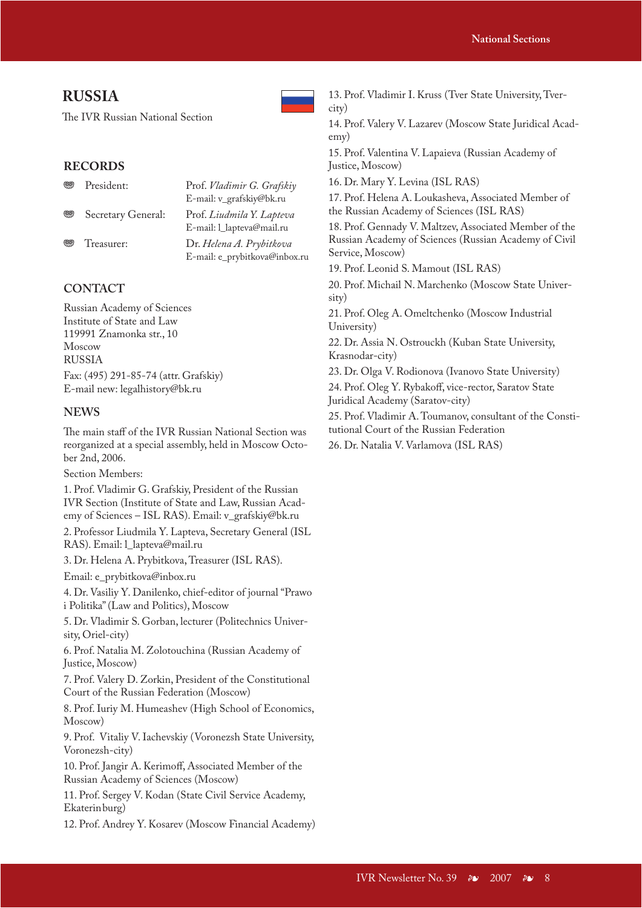## RUSSIA

The IVR Russian National Section

### RECORDS

| | |
|---|---|
| President: | Prof. *Vladimir G. Grafskiy* E-mail: v_grafskiy@bk.ru |
| Secretary General: | Prof. *Liudmila Y. Lapteva* E-mail: l_lapteva@mail.ru |
| Treasurer: | Dr. *Helena A. Prybitkova* E-mail: e_prybitkova@inbox.ru |

### CONTACT

Russian Academy of Sciences
Institute of State and Law
119991 Znamonka str., 10
Moscow
RUSSIA
Fax: (495) 291-85-74 (attr. Grafskiy)
E-mail new: legalhistory@bk.ru

### NEWS

The main staff of the IVR Russian National Section was reorganized at a special assembly, held in Moscow October 2nd, 2006.

Section Members:

1. Prof. Vladimir G. Grafskiy, President of the Russian IVR Section (Institute of State and Law, Russian Academy of Sciences – ISL RAS). Email: v_grafskiy@bk.ru
2. Professor Liudmila Y. Lapteva, Secretary General (ISL RAS). Email: l_lapteva@mail.ru
3. Dr. Helena A. Prybitkova, Treasurer (ISL RAS). Email: e_prybitkova@inbox.ru
4. Dr. Vasiliy Y. Danilenko, chief-editor of journal "Prawo i Politika" (Law and Politics), Moscow
5. Dr. Vladimir S. Gorban, lecturer (Politechnics University, Oriel-city)
6. Prof. Natalia M. Zolotouchina (Russian Academy of Justice, Moscow)
7. Prof. Valery D. Zorkin, President of the Constitutional Court of the Russian Federation (Moscow)
8. Prof. Iuriy M. Humeashev (High School of Economics, Moscow)
9. Prof. Vitaliy V. Iachevskiy (Voronezsh State University, Voronezsh-city)
10. Prof. Jangir A. Kerimoff, Associated Member of the Russian Academy of Sciences (Moscow)
11. Prof. Sergey V. Kodan (State Civil Service Academy, Ekaterinburg)
12. Prof. Andrey Y. Kosarev (Moscow Financial Academy)
13. Prof. Vladimir I. Kruss (Tver State University, Tver-city)
14. Prof. Valery V. Lazarev (Moscow State Juridical Academy)
15. Prof. Valentina V. Lapaieva (Russian Academy of Justice, Moscow)
16. Dr. Mary Y. Levina (ISL RAS)
17. Prof. Helena A. Loukasheva, Associated Member of the Russian Academy of Sciences (ISL RAS)
18. Prof. Gennady V. Maltzev, Associated Member of the Russian Academy of Sciences (Russian Academy of Civil Service, Moscow)
19. Prof. Leonid S. Mamout (ISL RAS)
20. Prof. Michail N. Marchenko (Moscow State University)
21. Prof. Oleg A. Omeltchenko (Moscow Industrial University)
22. Dr. Assia N. Ostrouckh (Kuban State University, Krasnodar-city)
23. Dr. Olga V. Rodionova (Ivanovo State University)
24. Prof. Oleg Y. Rybakoff, vice-rector, Saratov State Juridical Academy (Saratov-city)
25. Prof. Vladimir A. Toumanov, consultant of the Constitutional Court of the Russian Federation
26. Dr. Natalia V. Varlamova (ISL RAS)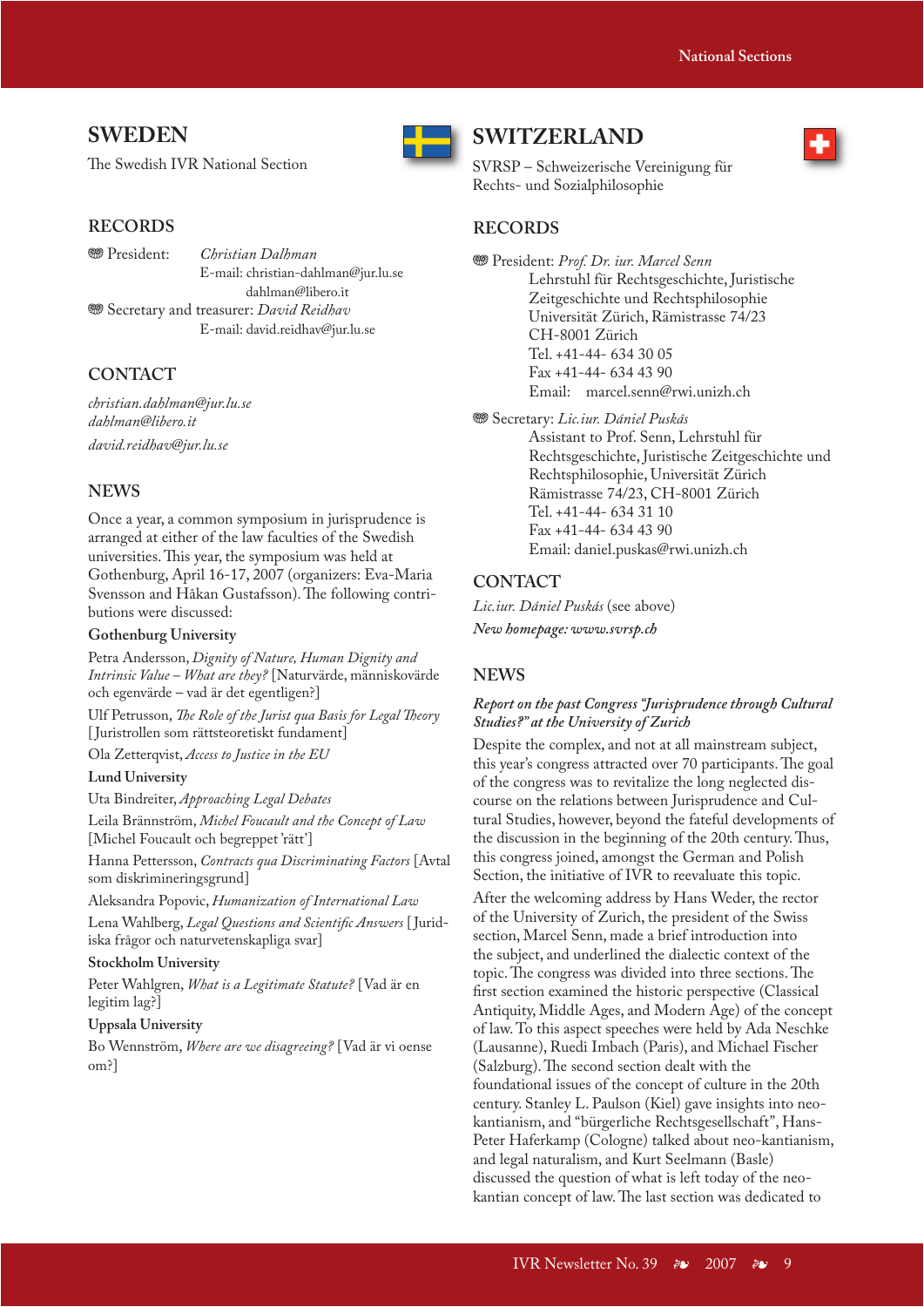# SWEDEN

The Swedish IVR National Section

## RECORDS

President: *Christian Dahlman*
E-mail: christian-dahlman@jur.lu.se
dahlman@libero.it

Secretary and treasurer: *David Reidhav*
E-mail: david.reidhav@jur.lu.se

## CONTACT

*christian.dahlman@jur.lu.se*
*dahlman@libero.it*
*david.reidhav@jur.lu.se*

## NEWS

Once a year, a common symposium in jurisprudence is arranged at either of the law faculties of the Swedish universities. This year, the symposium was held at Gothenburg, April 16-17, 2007 (organizers: Eva-Maria Svensson and Håkan Gustafsson). The following contributions were discussed:

**Gothenburg University**

Petra Andersson, *Dignity of Nature, Human Dignity and Intrinsic Value – What are they?* [Naturvärde, människovärde och egenvärde – vad är det egentligen?]

Ulf Petrusson, *The Role of the Jurist qua Basis for Legal Theory* [Juristrollen som rättsteoretiskt fundament]

Ola Zetterqvist, *Access to Justice in the EU*

**Lund University**

Uta Bindreiter, *Approaching Legal Debates*

Leila Brännström, *Michel Foucault and the Concept of Law* [Michel Foucault och begreppet 'rätt']

Hanna Pettersson, *Contracts qua Discriminating Factors* [Avtal som diskrimineringsgrund]

Aleksandra Popovic, *Humanization of International Law*

Lena Wahlberg, *Legal Questions and Scientific Answers* [Juridiska frågor och naturvetenskapliga svar]

**Stockholm University**

Peter Wahlgren, *What is a Legitimate Statute?* [Vad är en legitim lag?]

**Uppsala University**

Bo Wennström, *Where are we disagreeing?* [Vad är vi oense om?]

# SWITZERLAND

SVRSP – Schweizerische Vereinigung für Rechts- und Sozialphilosophie

## RECORDS

President: *Prof. Dr. iur. Marcel Senn*
Lehrstuhl für Rechtsgeschichte, Juristische Zeitgeschichte und Rechtsphilosophie
Universität Zürich, Rämistrasse 74/23
CH-8001 Zürich
Tel. +41-44- 634 30 05
Fax +41-44- 634 43 90
Email: marcel.senn@rwi.unizh.ch

Secretary: *Lic.iur. Dániel Puskás*
Assistant to Prof. Senn, Lehrstuhl für Rechtsgeschichte, Juristische Zeitgeschichte und Rechtsphilosophie, Universität Zürich
Rämistrasse 74/23, CH-8001 Zürich
Tel. +41-44- 634 31 10
Fax +41-44- 634 43 90
Email: daniel.puskas@rwi.unizh.ch

## CONTACT

*Lic.iur. Dániel Puskás* (see above)
*New homepage: www.svrsp.ch*

## NEWS

*Report on the past Congress "Jurisprudence through Cultural Studies?" at the University of Zurich*

Despite the complex, and not at all mainstream subject, this year's congress attracted over 70 participants. The goal of the congress was to revitalize the long neglected discourse on the relations between Jurisprudence and Cultural Studies, however, beyond the fateful developments of the discussion in the beginning of the 20th century. Thus, this congress joined, amongst the German and Polish Section, the initiative of IVR to reevaluate this topic.

After the welcoming address by Hans Weder, the rector of the University of Zurich, the president of the Swiss section, Marcel Senn, made a brief introduction into the subject, and underlined the dialectic context of the topic. The congress was divided into three sections. The first section examined the historic perspective (Classical Antiquity, Middle Ages, and Modern Age) of the concept of law. To this aspect speeches were held by Ada Neschke (Lausanne), Ruedi Imbach (Paris), and Michael Fischer (Salzburg). The second section dealt with the foundational issues of the concept of culture in the 20th century. Stanley L. Paulson (Kiel) gave insights into neo-kantianism, and "bürgerliche Rechtsgesellschaft", Hans-Peter Haferkamp (Cologne) talked about neo-kantianism, and legal naturalism, and Kurt Seelmann (Basle) discussed the question of what is left today of the neo-kantian concept of law. The last section was dedicated to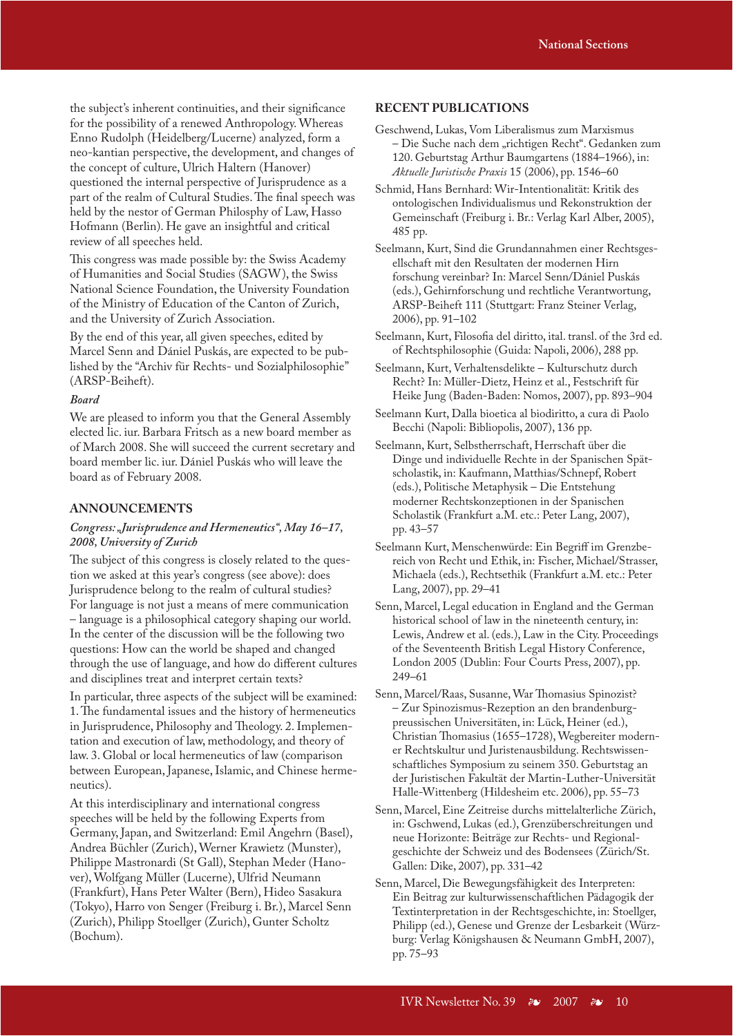the subject's inherent continuities, and their significance for the possibility of a renewed Anthropology. Whereas Enno Rudolph (Heidelberg/Lucerne) analyzed, form a neo-kantian perspective, the development, and changes of the concept of culture, Ulrich Haltern (Hanover) questioned the internal perspective of Jurisprudence as a part of the realm of Cultural Studies. The final speech was held by the nestor of German Philosphy of Law, Hasso Hofmann (Berlin). He gave an insightful and critical review of all speeches held.

This congress was made possible by: the Swiss Academy of Humanities and Social Studies (SAGW), the Swiss National Science Foundation, the University Foundation of the Ministry of Education of the Canton of Zurich, and the University of Zurich Association.

By the end of this year, all given speeches, edited by Marcel Senn and Dániel Puskás, are expected to be published by the "Archiv für Rechts- und Sozialphilosophie" (ARSP-Beiheft).

### *Board*

We are pleased to inform you that the General Assembly elected lic. iur. Barbara Fritsch as a new board member as of March 2008. She will succeed the current secretary and board member lic. iur. Dániel Puskás who will leave the board as of February 2008.

## ANNOUNCEMENTS

### *Congress: „Jurisprudence and Hermeneutics", May 16–17, 2008, University of Zurich*

The subject of this congress is closely related to the question we asked at this year's congress (see above): does Jurisprudence belong to the realm of cultural studies? For language is not just a means of mere communication – language is a philosophical category shaping our world. In the center of the discussion will be the following two questions: How can the world be shaped and changed through the use of language, and how do different cultures and disciplines treat and interpret certain texts?

In particular, three aspects of the subject will be examined: 1. The fundamental issues and the history of hermeneutics in Jurisprudence, Philosophy and Theology. 2. Implementation and execution of law, methodology, and theory of law. 3. Global or local hermeneutics of law (comparison between European, Japanese, Islamic, and Chinese hermeneutics).

At this interdisciplinary and international congress speeches will be held by the following Experts from Germany, Japan, and Switzerland: Emil Angehrn (Basel), Andrea Büchler (Zurich), Werner Krawietz (Munster), Philippe Mastronardi (St Gall), Stephan Meder (Hanover), Wolfgang Müller (Lucerne), Ulfrid Neumann (Frankfurt), Hans Peter Walter (Bern), Hideo Sasakura (Tokyo), Harro von Senger (Freiburg i. Br.), Marcel Senn (Zurich), Philipp Stoellger (Zurich), Gunter Scholtz (Bochum).

## RECENT PUBLICATIONS

Geschwend, Lukas, Vom Liberalismus zum Marxismus – Die Suche nach dem „richtigen Recht". Gedanken zum 120. Geburtstag Arthur Baumgartens (1884–1966), in: *Aktuelle Juristische Praxis* 15 (2006), pp. 1546–60

Schmid, Hans Bernhard: Wir-Intentionalität: Kritik des ontologischen Individualismus und Rekonstruktion der Gemeinschaft (Freiburg i. Br.: Verlag Karl Alber, 2005), 485 pp.

Seelmann, Kurt, Sind die Grundannahmen einer Rechtsgesellschaft mit den Resultaten der modernen Hirn forschung vereinbar? In: Marcel Senn/Dániel Puskás (eds.), Gehirnforschung und rechtliche Verantwortung, ARSP-Beiheft 111 (Stuttgart: Franz Steiner Verlag, 2006), pp. 91–102

Seelmann, Kurt, Filosofia del diritto, ital. transl. of the 3rd ed. of Rechtsphilosophie (Guida: Napoli, 2006), 288 pp.

Seelmann, Kurt, Verhaltensdelikte – Kulturschutz durch Recht? In: Müller-Dietz, Heinz et al., Festschrift für Heike Jung (Baden-Baden: Nomos, 2007), pp. 893–904

Seelmann Kurt, Dalla bioetica al biodiritto, a cura di Paolo Becchi (Napoli: Bibliopolis, 2007), 136 pp.

Seelmann, Kurt, Selbstherrschaft, Herrschaft über die Dinge und individuelle Rechte in der Spanischen Spätscholastik, in: Kaufmann, Matthias/Schnepf, Robert (eds.), Politische Metaphysik – Die Entstehung moderner Rechtskonzeptionen in der Spanischen Scholastik (Frankfurt a.M. etc.: Peter Lang, 2007), pp. 43–57

Seelmann Kurt, Menschenwürde: Ein Begriff im Grenzbereich von Recht und Ethik, in: Fischer, Michael/Strasser, Michaela (eds.), Rechtsethik (Frankfurt a.M. etc.: Peter Lang, 2007), pp. 29–41

Senn, Marcel, Legal education in England and the German historical school of law in the nineteenth century, in: Lewis, Andrew et al. (eds.), Law in the City. Proceedings of the Seventeenth British Legal History Conference, London 2005 (Dublin: Four Courts Press, 2007), pp. 249–61

Senn, Marcel/Raas, Susanne, War Thomasius Spinozist? – Zur Spinozismus-Rezeption an den brandenburgpreussischen Universitäten, in: Lück, Heiner (ed.), Christian Thomasius (1655–1728), Wegbereiter moderner Rechtskultur und Juristenausbildung. Rechtswissenschaftliches Symposium zu seinem 350. Geburtstag an der Juristischen Fakultät der Martin-Luther-Universität Halle-Wittenberg (Hildesheim etc. 2006), pp. 55–73

Senn, Marcel, Eine Zeitreise durchs mittelalterliche Zürich, in: Gschwend, Lukas (ed.), Grenzüberschreitungen und neue Horizonte: Beiträge zur Rechts- und Regionalgeschichte der Schweiz und des Bodensees (Zürich/St. Gallen: Dike, 2007), pp. 331–42

Senn, Marcel, Die Bewegungsfähigkeit des Interpreten: Ein Beitrag zur kulturwissenschaftlichen Pädagogik der Textinterpretation in der Rechtsgeschichte, in: Stoellger, Philipp (ed.), Genese und Grenze der Lesbarkeit (Würzburg: Verlag Königshausen & Neumann GmbH, 2007), pp. 75–93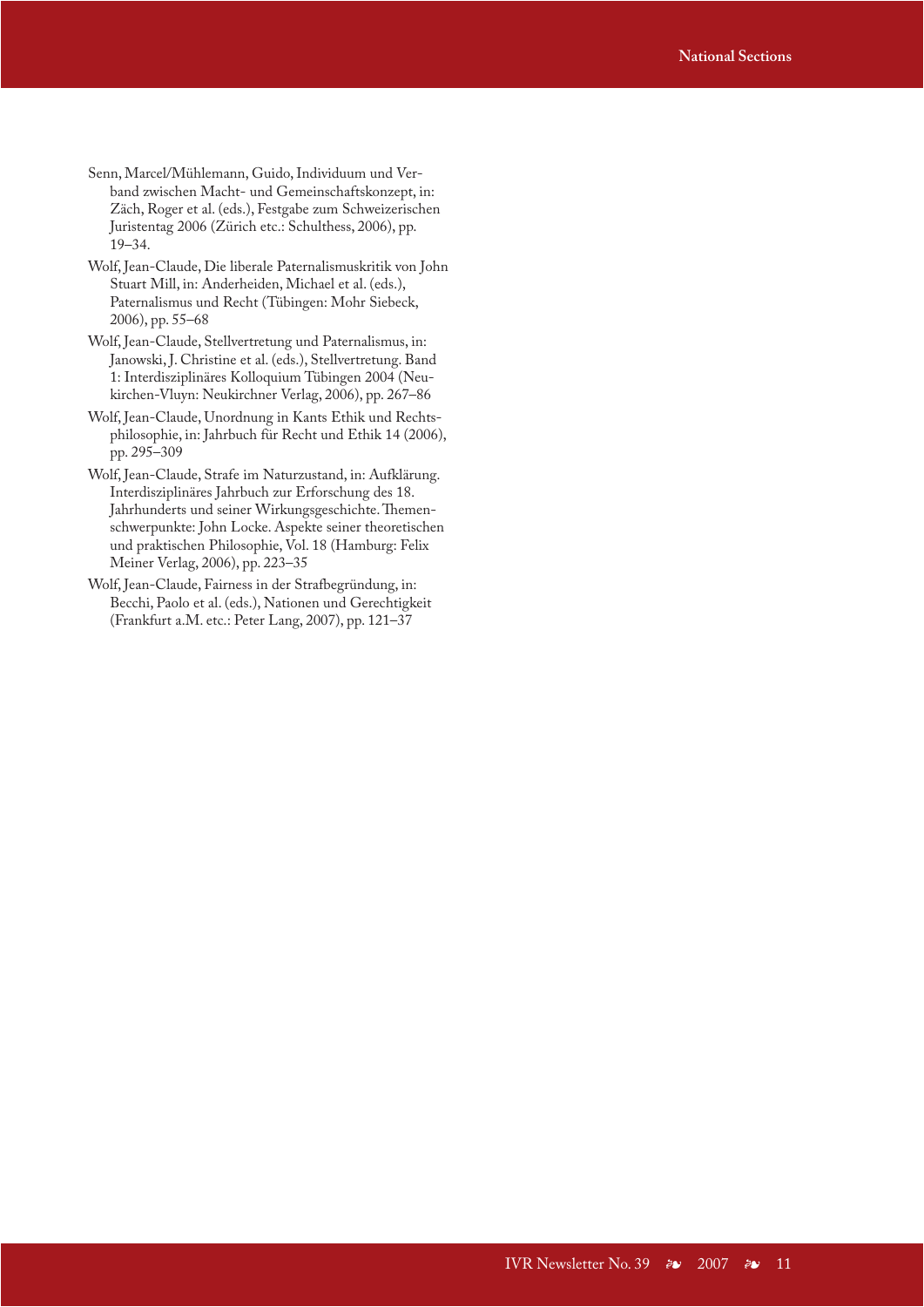Senn, Marcel/Mühlemann, Guido, Individuum und Verband zwischen Macht- und Gemeinschaftskonzept, in: Zäch, Roger et al. (eds.), Festgabe zum Schweizerischen Juristentag 2006 (Zürich etc.: Schulthess, 2006), pp. 19–34.

Wolf, Jean-Claude, Die liberale Paternalismuskritik von John Stuart Mill, in: Anderheiden, Michael et al. (eds.), Paternalismus und Recht (Tübingen: Mohr Siebeck, 2006), pp. 55–68

Wolf, Jean-Claude, Stellvertretung und Paternalismus, in: Janowski, J. Christine et al. (eds.), Stellvertretung. Band 1: Interdisziplinäres Kolloquium Tübingen 2004 (Neukirchen-Vluyn: Neukirchner Verlag, 2006), pp. 267–86

Wolf, Jean-Claude, Unordnung in Kants Ethik und Rechtsphilosophie, in: Jahrbuch für Recht und Ethik 14 (2006), pp. 295–309

Wolf, Jean-Claude, Strafe im Naturzustand, in: Aufklärung. Interdisziplinäres Jahrbuch zur Erforschung des 18. Jahrhunderts und seiner Wirkungsgeschichte. Themenschwerpunkte: John Locke. Aspekte seiner theoretischen und praktischen Philosophie, Vol. 18 (Hamburg: Felix Meiner Verlag, 2006), pp. 223–35

Wolf, Jean-Claude, Fairness in der Strafbegründung, in: Becchi, Paolo et al. (eds.), Nationen und Gerechtigkeit (Frankfurt a.M. etc.: Peter Lang, 2007), pp. 121–37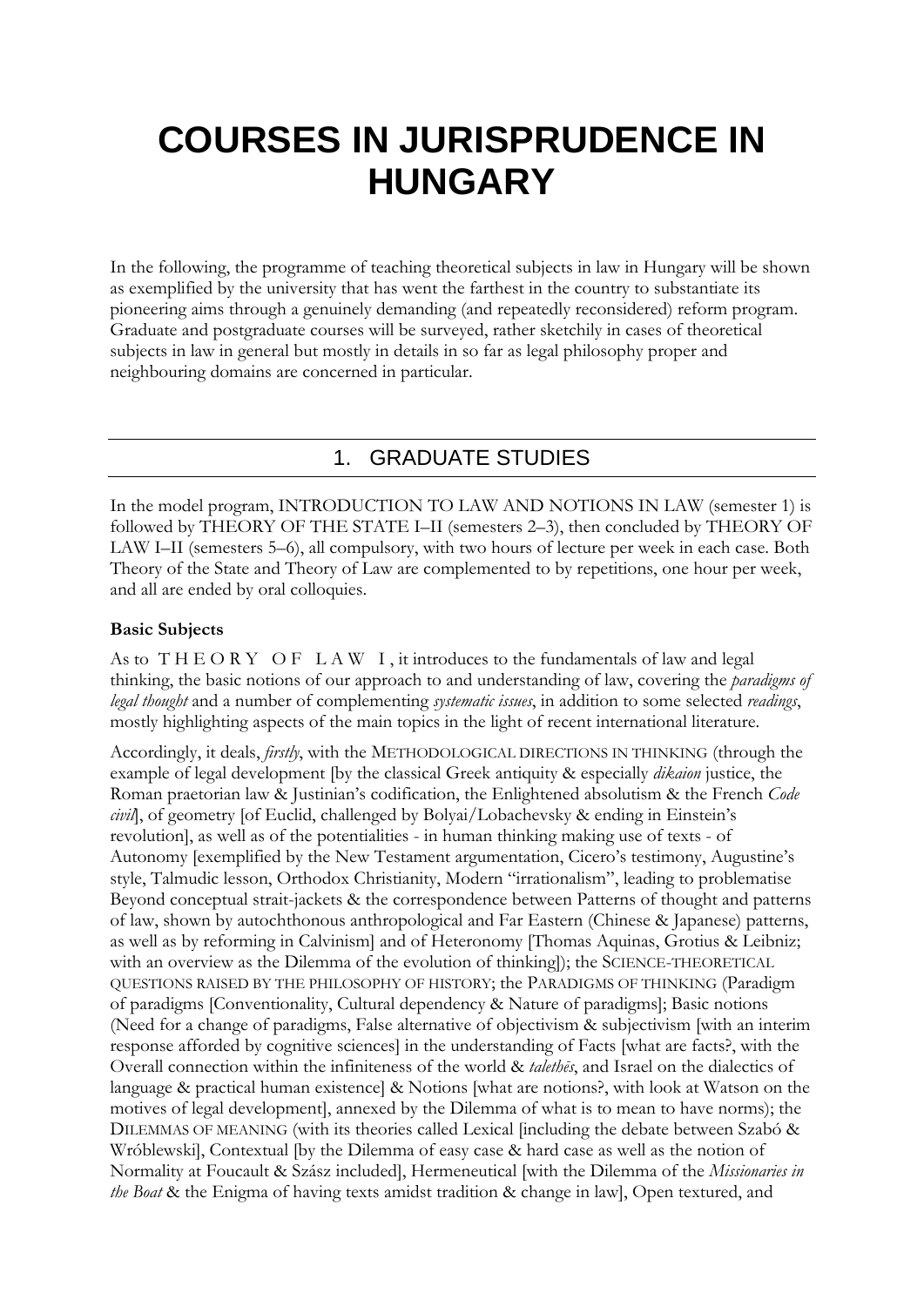# COURSES IN JURISPRUDENCE IN HUNGARY

In the following, the programme of teaching theoretical subjects in law in Hungary will be shown as exemplified by the university that has went the farthest in the country to substantiate its pioneering aims through a genuinely demanding (and repeatedly reconsidered) reform program. Graduate and postgraduate courses will be surveyed, rather sketchily in cases of theoretical subjects in law in general but mostly in details in so far as legal philosophy proper and neighbouring domains are concerned in particular.

## 1. GRADUATE STUDIES

In the model program, INTRODUCTION TO LAW AND NOTIONS IN LAW (semester 1) is followed by THEORY OF THE STATE I–II (semesters 2–3), then concluded by THEORY OF LAW I–II (semesters 5–6), all compulsory, with two hours of lecture per week in each case. Both Theory of the State and Theory of Law are complemented to by repetitions, one hour per week, and all are ended by oral colloquies.

**Basic Subjects**

As to THEORY OF LAW I, it introduces to the fundamentals of law and legal thinking, the basic notions of our approach to and understanding of law, covering the *paradigms of legal thought* and a number of complementing *systematic issues*, in addition to some selected *readings*, mostly highlighting aspects of the main topics in the light of recent international literature.

Accordingly, it deals, *firstly*, with the METHODOLOGICAL DIRECTIONS IN THINKING (through the example of legal development [by the classical Greek antiquity & especially *dikaion* justice, the Roman praetorian law & Justinian's codification, the Enlightened absolutism & the French *Code civil*], of geometry [of Euclid, challenged by Bolyai/Lobachevsky & ending in Einstein's revolution], as well as of the potentialities - in human thinking making use of texts - of Autonomy [exemplified by the New Testament argumentation, Cicero's testimony, Augustine's style, Talmudic lesson, Orthodox Christianity, Modern "irrationalism", leading to problematise Beyond conceptual strait-jackets & the correspondence between Patterns of thought and patterns of law, shown by autochthonous anthropological and Far Eastern (Chinese & Japanese) patterns, as well as by reforming in Calvinism] and of Heteronomy [Thomas Aquinas, Grotius & Leibniz; with an overview as the Dilemma of the evolution of thinking]); the SCIENCE-THEORETICAL QUESTIONS RAISED BY THE PHILOSOPHY OF HISTORY; the PARADIGMS OF THINKING (Paradigm of paradigms [Conventionality, Cultural dependency & Nature of paradigms]; Basic notions (Need for a change of paradigms, False alternative of objectivism & subjectivism [with an interim response afforded by cognitive sciences] in the understanding of Facts [what are facts?, with the Overall connection within the infiniteness of the world & *talethēs*, and Israel on the dialectics of language & practical human existence] & Notions [what are notions?, with look at Watson on the motives of legal development], annexed by the Dilemma of what is to mean to have norms); the DILEMMAS OF MEANING (with its theories called Lexical [including the debate between Szabó & Wróblewski], Contextual [by the Dilemma of easy case & hard case as well as the notion of Normality at Foucault & Szász included], Hermeneutical [with the Dilemma of the *Missionaries in the Boat* & the Enigma of having texts amidst tradition & change in law], Open textured, and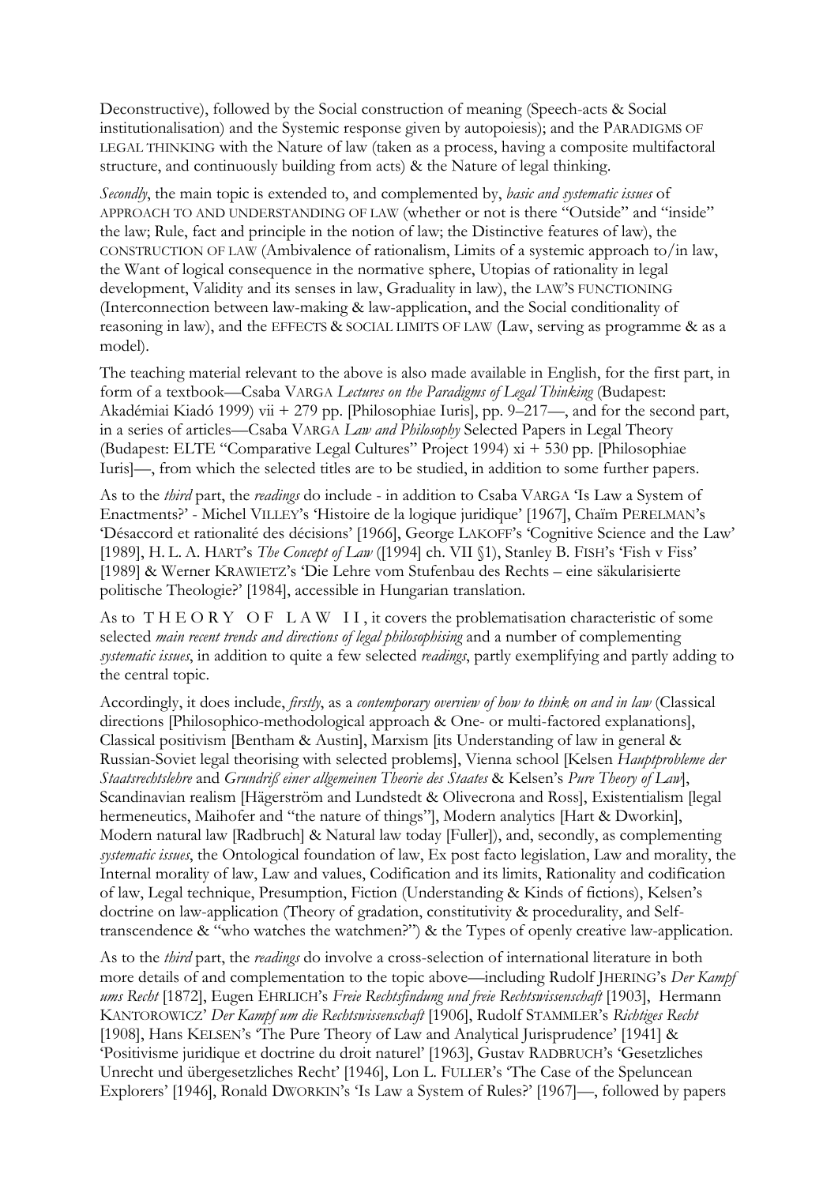Deconstructive), followed by the Social construction of meaning (Speech-acts & Social institutionalisation) and the Systemic response given by autopoiesis); and the PARADIGMS OF LEGAL THINKING with the Nature of law (taken as a process, having a composite multifactoral structure, and continuously building from acts) & the Nature of legal thinking.

*Secondly*, the main topic is extended to, and complemented by, *basic and systematic issues* of APPROACH TO AND UNDERSTANDING OF LAW (whether or not is there "Outside" and "inside" the law; Rule, fact and principle in the notion of law; the Distinctive features of law), the CONSTRUCTION OF LAW (Ambivalence of rationalism, Limits of a systemic approach to/in law, the Want of logical consequence in the normative sphere, Utopias of rationality in legal development, Validity and its senses in law, Graduality in law), the LAW'S FUNCTIONING (Interconnection between law-making & law-application, and the Social conditionality of reasoning in law), and the EFFECTS & SOCIAL LIMITS OF LAW (Law, serving as programme & as a model).

The teaching material relevant to the above is also made available in English, for the first part, in form of a textbook—Csaba VARGA *Lectures on the Paradigms of Legal Thinking* (Budapest: Akadémiai Kiadó 1999) vii + 279 pp. [Philosophiae Iuris], pp. 9–217—, and for the second part, in a series of articles—Csaba VARGA *Law and Philosophy* Selected Papers in Legal Theory (Budapest: ELTE "Comparative Legal Cultures" Project 1994) xi + 530 pp. [Philosophiae Iuris]—, from which the selected titles are to be studied, in addition to some further papers.

As to the *third* part, the *readings* do include - in addition to Csaba VARGA 'Is Law a System of Enactments?' - Michel VILLEY's 'Histoire de la logique juridique' [1967], Chaïm PERELMAN's 'Désaccord et rationalité des décisions' [1966], George LAKOFF's 'Cognitive Science and the Law' [1989], H. L. A. HART's *The Concept of Law* ([1994] ch. VII §1), Stanley B. FISH's 'Fish v Fiss' [1989] & Werner KRAWIETZ's 'Die Lehre vom Stufenbau des Rechts – eine säkularisierte politische Theologie?' [1984], accessible in Hungarian translation.

As to THEORY OF LAW II, it covers the problematisation characteristic of some selected *main recent trends and directions of legal philosophising* and a number of complementing *systematic issues*, in addition to quite a few selected *readings*, partly exemplifying and partly adding to the central topic.

Accordingly, it does include, *firstly*, as a *contemporary overview of how to think on and in law* (Classical directions [Philosophico-methodological approach & One- or multi-factored explanations], Classical positivism [Bentham & Austin], Marxism [its Understanding of law in general & Russian-Soviet legal theorising with selected problems], Vienna school [Kelsen *Hauptprobleme der Staatsrechtslehre* and *Grundriß einer allgemeinen Theorie des Staates* & Kelsen's *Pure Theory of Law*], Scandinavian realism [Hägerström and Lundstedt & Olivecrona and Ross], Existentialism [legal hermeneutics, Maihofer and "the nature of things"], Modern analytics [Hart & Dworkin], Modern natural law [Radbruch] & Natural law today [Fuller]), and, secondly, as complementing *systematic issues*, the Ontological foundation of law, Ex post facto legislation, Law and morality, the Internal morality of law, Law and values, Codification and its limits, Rationality and codification of law, Legal technique, Presumption, Fiction (Understanding & Kinds of fictions), Kelsen's doctrine on law-application (Theory of gradation, constitutivity & procedurality, and Self-transcendence & "who watches the watchmen?") & the Types of openly creative law-application.

As to the *third* part, the *readings* do involve a cross-selection of international literature in both more details of and complementation to the topic above—including Rudolf JHERING's *Der Kampf ums Recht* [1872], Eugen EHRLICH's *Freie Rechtsfindung und freie Rechtswissenschaft* [1903], Hermann KANTOROWICZ' *Der Kampf um die Rechtswissenschaft* [1906], Rudolf STAMMLER's *Richtiges Recht* [1908], Hans KELSEN's 'The Pure Theory of Law and Analytical Jurisprudence' [1941] & 'Positivisme juridique et doctrine du droit naturel' [1963], Gustav RADBRUCH's 'Gesetzliches Unrecht und übergesetzliches Recht' [1946], Lon L. FULLER's 'The Case of the Speluncean Explorers' [1946], Ronald DWORKIN's 'Is Law a System of Rules?' [1967]—, followed by papers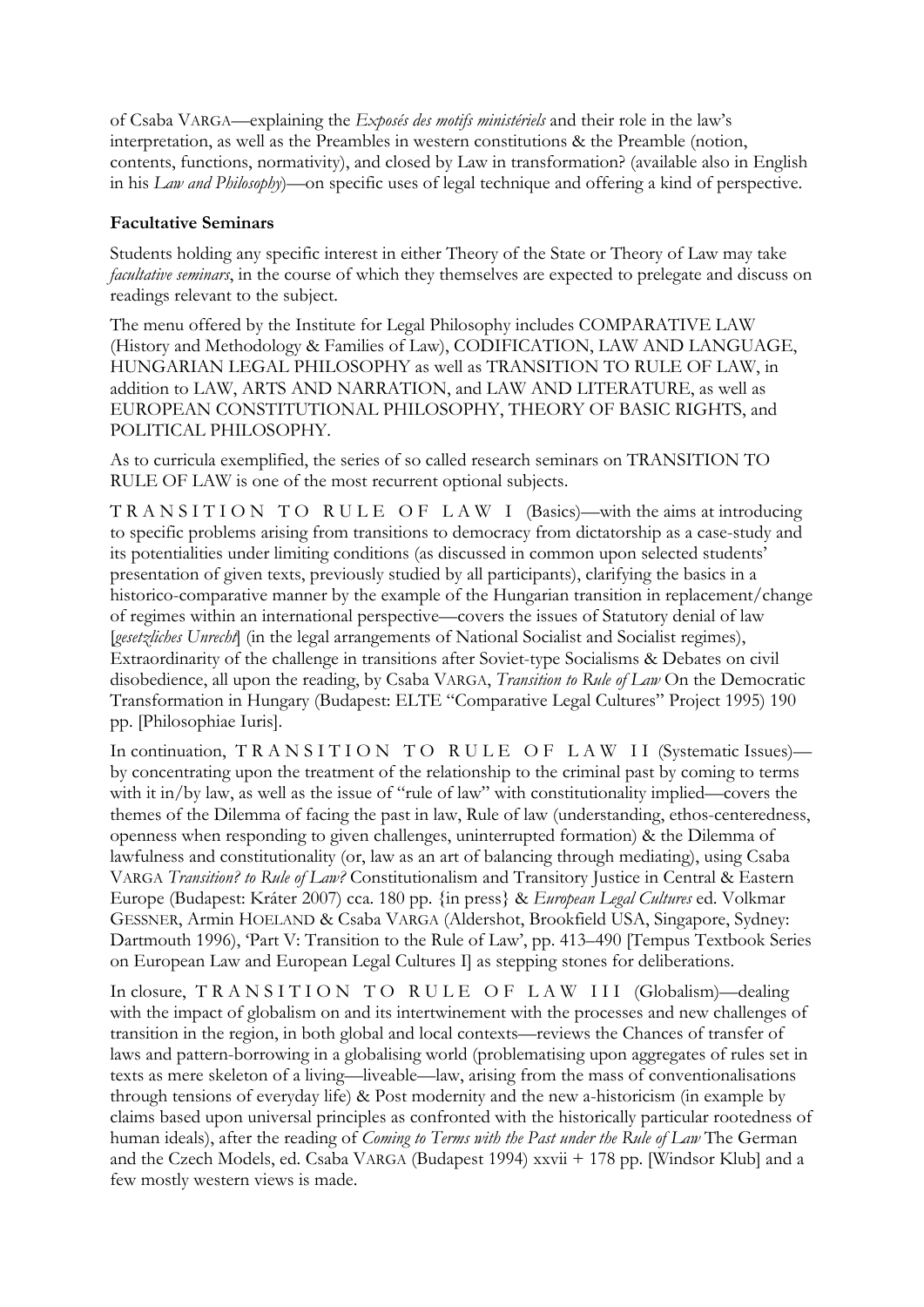of Csaba VARGA—explaining the *Exposés des motifs ministériels* and their role in the law's interpretation, as well as the Preambles in western constitutions & the Preamble (notion, contents, functions, normativity), and closed by Law in transformation? (available also in English in his *Law and Philosophy*)—on specific uses of legal technique and offering a kind of perspective.

**Facultative Seminars**

Students holding any specific interest in either Theory of the State or Theory of Law may take *facultative seminars*, in the course of which they themselves are expected to prelegate and discuss on readings relevant to the subject.

The menu offered by the Institute for Legal Philosophy includes COMPARATIVE LAW (History and Methodology & Families of Law), CODIFICATION, LAW AND LANGUAGE, HUNGARIAN LEGAL PHILOSOPHY as well as TRANSITION TO RULE OF LAW, in addition to LAW, ARTS AND NARRATION, and LAW AND LITERATURE, as well as EUROPEAN CONSTITUTIONAL PHILOSOPHY, THEORY OF BASIC RIGHTS, and POLITICAL PHILOSOPHY.

As to curricula exemplified, the series of so called research seminars on TRANSITION TO RULE OF LAW is one of the most recurrent optional subjects.

TRANSITION TO RULE OF LAW I (Basics)—with the aims at introducing to specific problems arising from transitions to democracy from dictatorship as a case-study and its potentialities under limiting conditions (as discussed in common upon selected students' presentation of given texts, previously studied by all participants), clarifying the basics in a historico-comparative manner by the example of the Hungarian transition in replacement/change of regimes within an international perspective—covers the issues of Statutory denial of law [*gesetzliches Unrecht*] (in the legal arrangements of National Socialist and Socialist regimes), Extraordinarity of the challenge in transitions after Soviet-type Socialisms & Debates on civil disobedience, all upon the reading, by Csaba VARGA, *Transition to Rule of Law* On the Democratic Transformation in Hungary (Budapest: ELTE "Comparative Legal Cultures" Project 1995) 190 pp. [Philosophiae Iuris].

In continuation, TRANSITION TO RULE OF LAW II (Systematic Issues)—by concentrating upon the treatment of the relationship to the criminal past by coming to terms with it in/by law, as well as the issue of "rule of law" with constitutionality implied—covers the themes of the Dilemma of facing the past in law, Rule of law (understanding, ethos-centeredness, openness when responding to given challenges, uninterrupted formation) & the Dilemma of lawfulness and constitutionality (or, law as an art of balancing through mediating), using Csaba VARGA *Transition? to Rule of Law?* Constitutionalism and Transitory Justice in Central & Eastern Europe (Budapest: Kráter 2007) cca. 180 pp. {in press} & *European Legal Cultures* ed. Volkmar GESSNER, Armin HOELAND & Csaba VARGA (Aldershot, Brookfield USA, Singapore, Sydney: Dartmouth 1996), 'Part V: Transition to the Rule of Law', pp. 413–490 [Tempus Textbook Series on European Law and European Legal Cultures I] as stepping stones for deliberations.

In closure, TRANSITION TO RULE OF LAW III (Globalism)—dealing with the impact of globalism on and its intertwinement with the processes and new challenges of transition in the region, in both global and local contexts—reviews the Chances of transfer of laws and pattern-borrowing in a globalising world (problematising upon aggregates of rules set in texts as mere skeleton of a living—liveable—law, arising from the mass of conventionalisations through tensions of everyday life) & Post modernity and the new a-historicism (in example by claims based upon universal principles as confronted with the historically particular rootedness of human ideals), after the reading of *Coming to Terms with the Past under the Rule of Law* The German and the Czech Models, ed. Csaba VARGA (Budapest 1994) xxvii + 178 pp. [Windsor Klub] and a few mostly western views is made.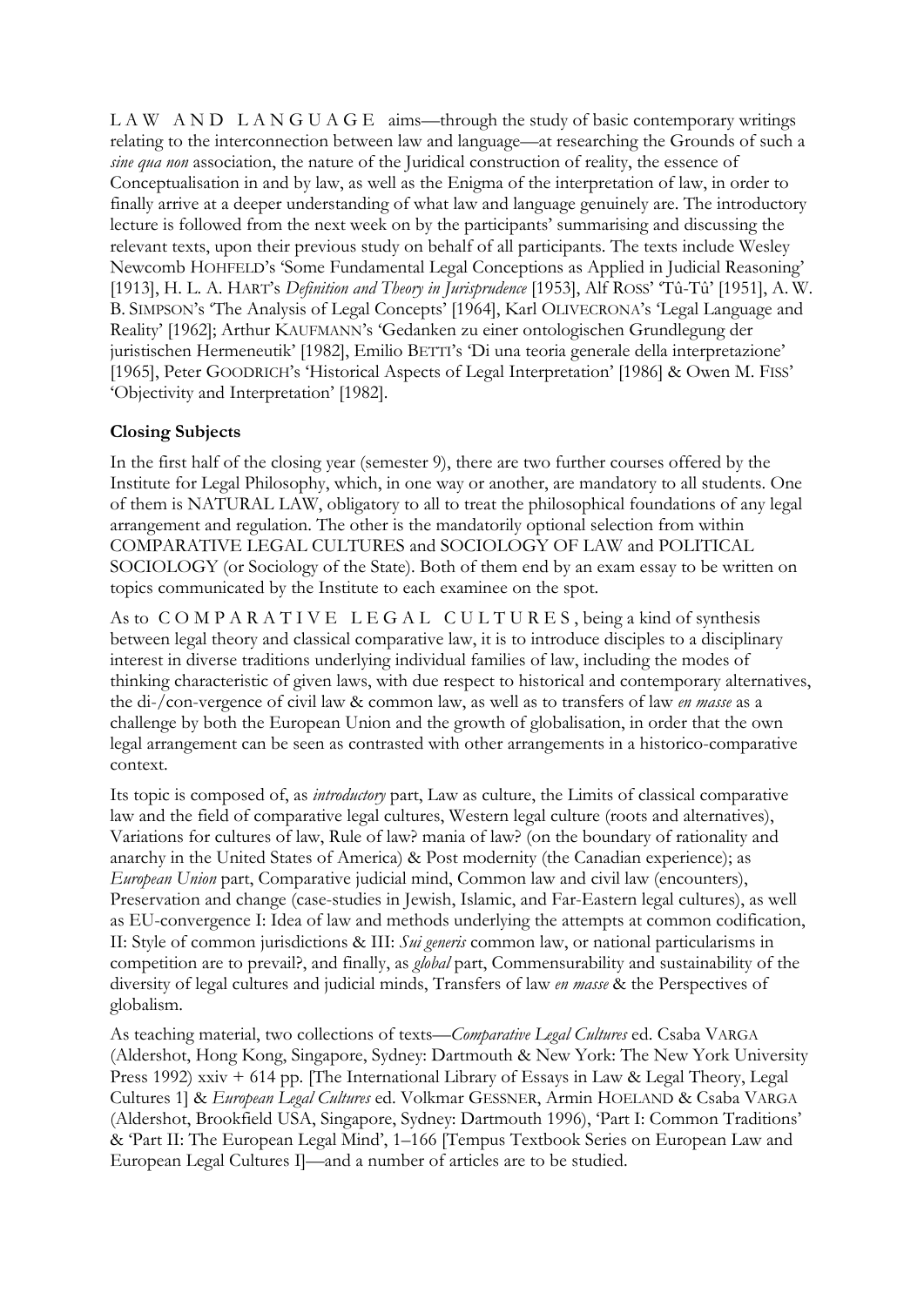L A W   A N D   L A N G U A G E aims—through the study of basic contemporary writings relating to the interconnection between law and language—at researching the Grounds of such a *sine qua non* association, the nature of the Juridical construction of reality, the essence of Conceptualisation in and by law, as well as the Enigma of the interpretation of law, in order to finally arrive at a deeper understanding of what law and language genuinely are. The introductory lecture is followed from the next week on by the participants' summarising and discussing the relevant texts, upon their previous study on behalf of all participants. The texts include Wesley Newcomb HOHFELD's 'Some Fundamental Legal Conceptions as Applied in Judicial Reasoning' [1913], H. L. A. HART's *Definition and Theory in Jurisprudence* [1953], Alf ROSS' 'Tû-Tû' [1951], A. W. B. SIMPSON's 'The Analysis of Legal Concepts' [1964], Karl OLIVECRONA's 'Legal Language and Reality' [1962]; Arthur KAUFMANN's 'Gedanken zu einer ontologischen Grundlegung der juristischen Hermeneutik' [1982], Emilio BETTI's 'Di una teoria generale della interpretazione' [1965], Peter GOODRICH's 'Historical Aspects of Legal Interpretation' [1986] & Owen M. FISS' 'Objectivity and Interpretation' [1982].

**Closing Subjects**

In the first half of the closing year (semester 9), there are two further courses offered by the Institute for Legal Philosophy, which, in one way or another, are mandatory to all students. One of them is NATURAL LAW, obligatory to all to treat the philosophical foundations of any legal arrangement and regulation. The other is the mandatorily optional selection from within COMPARATIVE LEGAL CULTURES and SOCIOLOGY OF LAW and POLITICAL SOCIOLOGY (or Sociology of the State). Both of them end by an exam essay to be written on topics communicated by the Institute to each examinee on the spot.

As to C O M P A R A T I V E   L E G A L   C U L T U R E S , being a kind of synthesis between legal theory and classical comparative law, it is to introduce disciples to a disciplinary interest in diverse traditions underlying individual families of law, including the modes of thinking characteristic of given laws, with due respect to historical and contemporary alternatives, the di-/con-vergence of civil law & common law, as well as to transfers of law *en masse* as a challenge by both the European Union and the growth of globalisation, in order that the own legal arrangement can be seen as contrasted with other arrangements in a historico-comparative context.

Its topic is composed of, as *introductory* part, Law as culture, the Limits of classical comparative law and the field of comparative legal cultures, Western legal culture (roots and alternatives), Variations for cultures of law, Rule of law? mania of law? (on the boundary of rationality and anarchy in the United States of America) & Post modernity (the Canadian experience); as *European Union* part, Comparative judicial mind, Common law and civil law (encounters), Preservation and change (case-studies in Jewish, Islamic, and Far-Eastern legal cultures), as well as EU-convergence I: Idea of law and methods underlying the attempts at common codification, II: Style of common jurisdictions & III: *Sui generis* common law, or national particularisms in competition are to prevail?, and finally, as *global* part, Commensurability and sustainability of the diversity of legal cultures and judicial minds, Transfers of law *en masse* & the Perspectives of globalism.

As teaching material, two collections of texts—*Comparative Legal Cultures* ed. Csaba VARGA (Aldershot, Hong Kong, Singapore, Sydney: Dartmouth & New York: The New York University Press 1992) xxiv + 614 pp. [The International Library of Essays in Law & Legal Theory, Legal Cultures 1] & *European Legal Cultures* ed. Volkmar GESSNER, Armin HOELAND & Csaba VARGA (Aldershot, Brookfield USA, Singapore, Sydney: Dartmouth 1996), 'Part I: Common Traditions' & 'Part II: The European Legal Mind', 1–166 [Tempus Textbook Series on European Law and European Legal Cultures I]—and a number of articles are to be studied.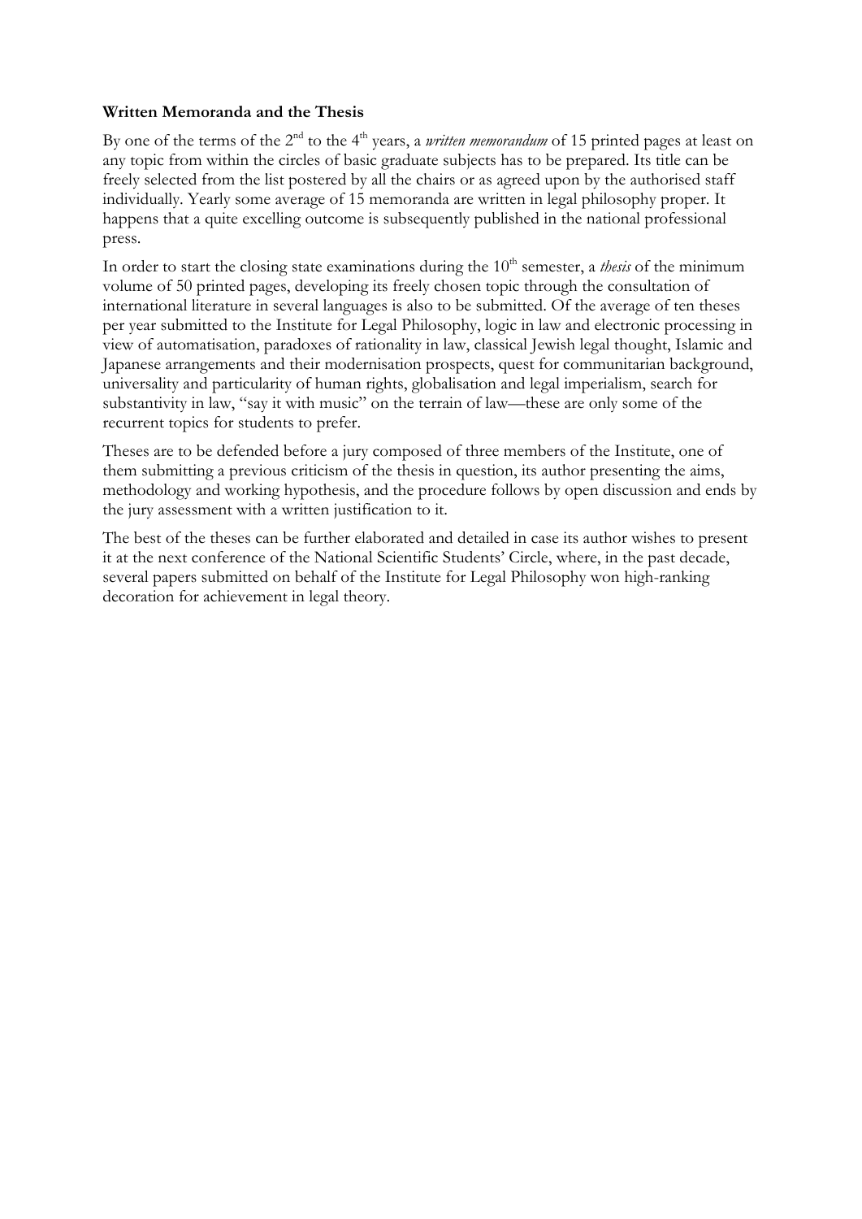**Written Memoranda and the Thesis**

By one of the terms of the 2nd to the 4th years, a *written memorandum* of 15 printed pages at least on any topic from within the circles of basic graduate subjects has to be prepared. Its title can be freely selected from the list postered by all the chairs or as agreed upon by the authorised staff individually. Yearly some average of 15 memoranda are written in legal philosophy proper. It happens that a quite excelling outcome is subsequently published in the national professional press.

In order to start the closing state examinations during the 10th semester, a *thesis* of the minimum volume of 50 printed pages, developing its freely chosen topic through the consultation of international literature in several languages is also to be submitted. Of the average of ten theses per year submitted to the Institute for Legal Philosophy, logic in law and electronic processing in view of automatisation, paradoxes of rationality in law, classical Jewish legal thought, Islamic and Japanese arrangements and their modernisation prospects, quest for communitarian background, universality and particularity of human rights, globalisation and legal imperialism, search for substantivity in law, "say it with music" on the terrain of law—these are only some of the recurrent topics for students to prefer.

Theses are to be defended before a jury composed of three members of the Institute, one of them submitting a previous criticism of the thesis in question, its author presenting the aims, methodology and working hypothesis, and the procedure follows by open discussion and ends by the jury assessment with a written justification to it.

The best of the theses can be further elaborated and detailed in case its author wishes to present it at the next conference of the National Scientific Students' Circle, where, in the past decade, several papers submitted on behalf of the Institute for Legal Philosophy won high-ranking decoration for achievement in legal theory.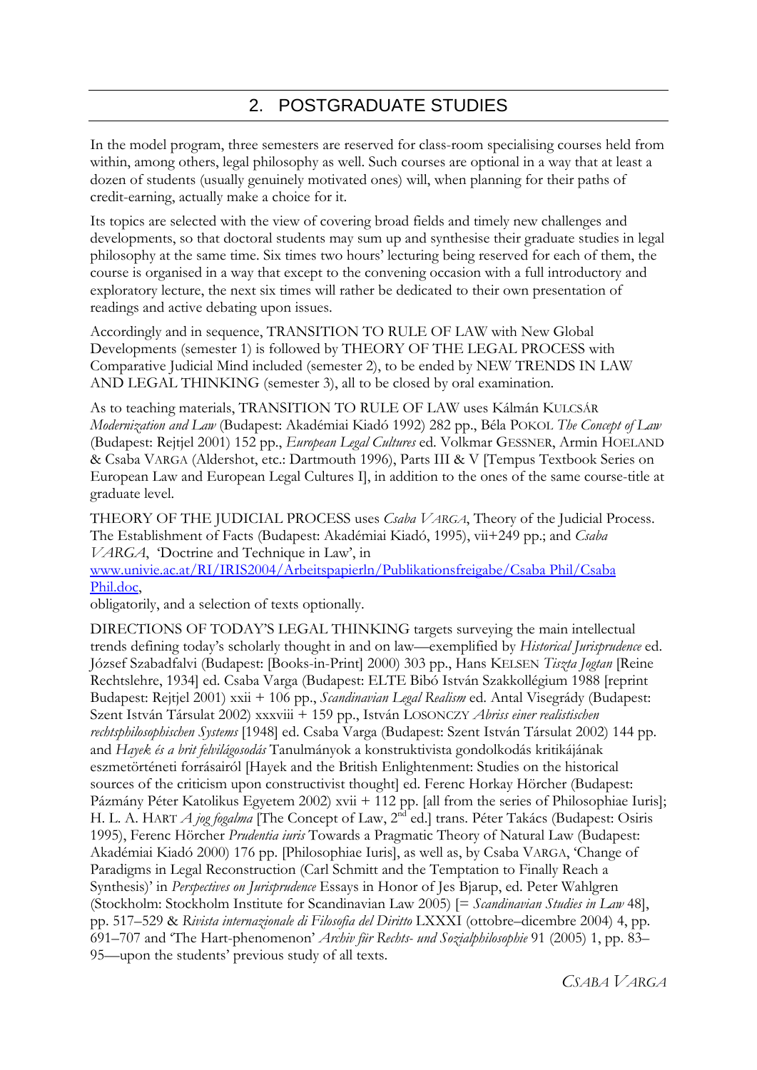## 2. POSTGRADUATE STUDIES

In the model program, three semesters are reserved for class-room specialising courses held from within, among others, legal philosophy as well. Such courses are optional in a way that at least a dozen of students (usually genuinely motivated ones) will, when planning for their paths of credit-earning, actually make a choice for it.

Its topics are selected with the view of covering broad fields and timely new challenges and developments, so that doctoral students may sum up and synthesise their graduate studies in legal philosophy at the same time. Six times two hours' lecturing being reserved for each of them, the course is organised in a way that except to the convening occasion with a full introductory and exploratory lecture, the next six times will rather be dedicated to their own presentation of readings and active debating upon issues.

Accordingly and in sequence, TRANSITION TO RULE OF LAW with New Global Developments (semester 1) is followed by THEORY OF THE LEGAL PROCESS with Comparative Judicial Mind included (semester 2), to be ended by NEW TRENDS IN LAW AND LEGAL THINKING (semester 3), all to be closed by oral examination.

As to teaching materials, TRANSITION TO RULE OF LAW uses Kálmán KULCSÁR *Modernization and Law* (Budapest: Akadémiai Kiadó 1992) 282 pp., Béla POKOL *The Concept of Law* (Budapest: Rejtjel 2001) 152 pp., *European Legal Cultures* ed. Volkmar GESSNER, Armin HOELAND & Csaba VARGA (Aldershot, etc.: Dartmouth 1996), Parts III & V [Tempus Textbook Series on European Law and European Legal Cultures I], in addition to the ones of the same course-title at graduate level.

THEORY OF THE JUDICIAL PROCESS uses *Csaba VARGA*, Theory of the Judicial Process. The Establishment of Facts (Budapest: Akadémiai Kiadó, 1995), vii+249 pp.; and *Csaba VARGA*, 'Doctrine and Technique in Law', in [www.univie.ac.at/RI/IRIS2004/Arbeitspapierln/Publikationsfreigabe/Csaba Phil/Csaba Phil.doc](www.univie.ac.at/RI/IRIS2004/Arbeitspapierln/Publikationsfreigabe/Csaba Phil/Csaba Phil.doc),
obligatorily, and a selection of texts optionally.

DIRECTIONS OF TODAY'S LEGAL THINKING targets surveying the main intellectual trends defining today's scholarly thought in and on law—exemplified by *Historical Jurisprudence* ed. József Szabadfalvi (Budapest: [Books-in-Print] 2000) 303 pp., Hans KELSEN *Tiszta Jogtan* [Reine Rechtslehre, 1934] ed. Csaba Varga (Budapest: ELTE Bibó István Szakkollégium 1988 [reprint Budapest: Rejtjel 2001) xxii + 106 pp., *Scandinavian Legal Realism* ed. Antal Visegrády (Budapest: Szent István Társulat 2002) xxxviii + 159 pp., István LOSONCZY *Abriss einer realistischen rechtsphilosophischen Systems* [1948] ed. Csaba Varga (Budapest: Szent István Társulat 2002) 144 pp. and *Hayek és a brit felvilágosodás* Tanulmányok a konstruktivista gondolkodás kritikájának eszmetörténeti forrásairól [Hayek and the British Enlightenment: Studies on the historical sources of the criticism upon constructivist thought] ed. Ferenc Horkay Hörcher (Budapest: Pázmány Péter Katolikus Egyetem 2002) xvii + 112 pp. [all from the series of Philosophiae Iuris]; H. L. A. HART *A jog fogalma* [The Concept of Law, 2nd ed.] trans. Péter Takács (Budapest: Osiris 1995), Ferenc Hörcher *Prudentia iuris* Towards a Pragmatic Theory of Natural Law (Budapest: Akadémiai Kiadó 2000) 176 pp. [Philosophiae Iuris], as well as, by Csaba VARGA, 'Change of Paradigms in Legal Reconstruction (Carl Schmitt and the Temptation to Finally Reach a Synthesis)' in *Perspectives on Jurisprudence* Essays in Honor of Jes Bjarup, ed. Peter Wahlgren (Stockholm: Stockholm Institute for Scandinavian Law 2005) [= *Scandinavian Studies in Law* 48], pp. 517–529 & *Rivista internazionale di Filosofia del Diritto* LXXXI (ottobre–dicembre 2004) 4, pp. 691–707 and 'The Hart-phenomenon' *Archiv für Rechts- und Sozialphilosophie* 91 (2005) 1, pp. 83–95—upon the students' previous study of all texts.

*CSABA VARGA*